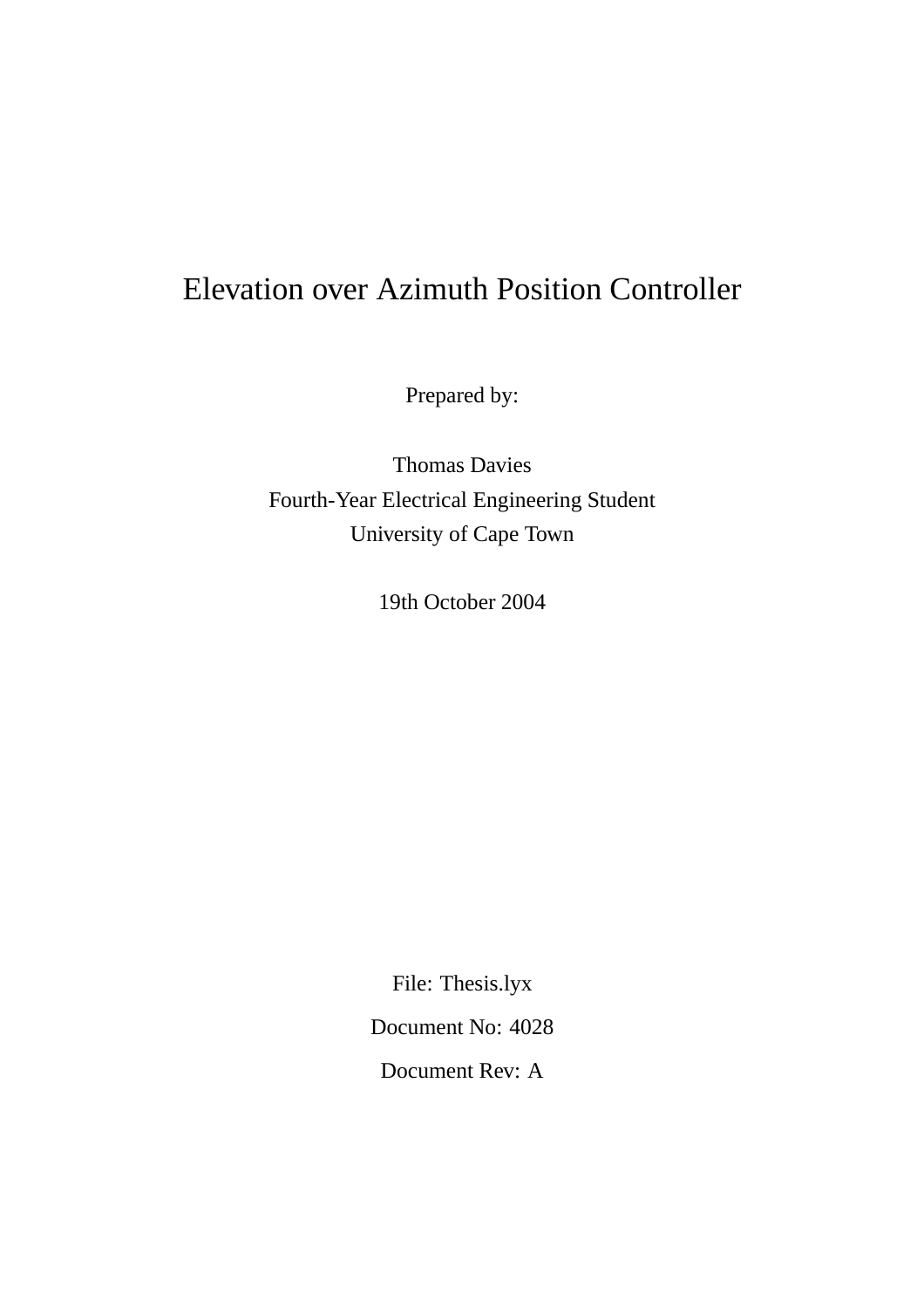# Elevation over Azimuth Position Controller

Prepared by:

Thomas Davies
Fourth-Year Electrical Engineering Student
University of Cape Town

19th October 2004

File: Thesis.lyx

Document No: 4028

Document Rev: A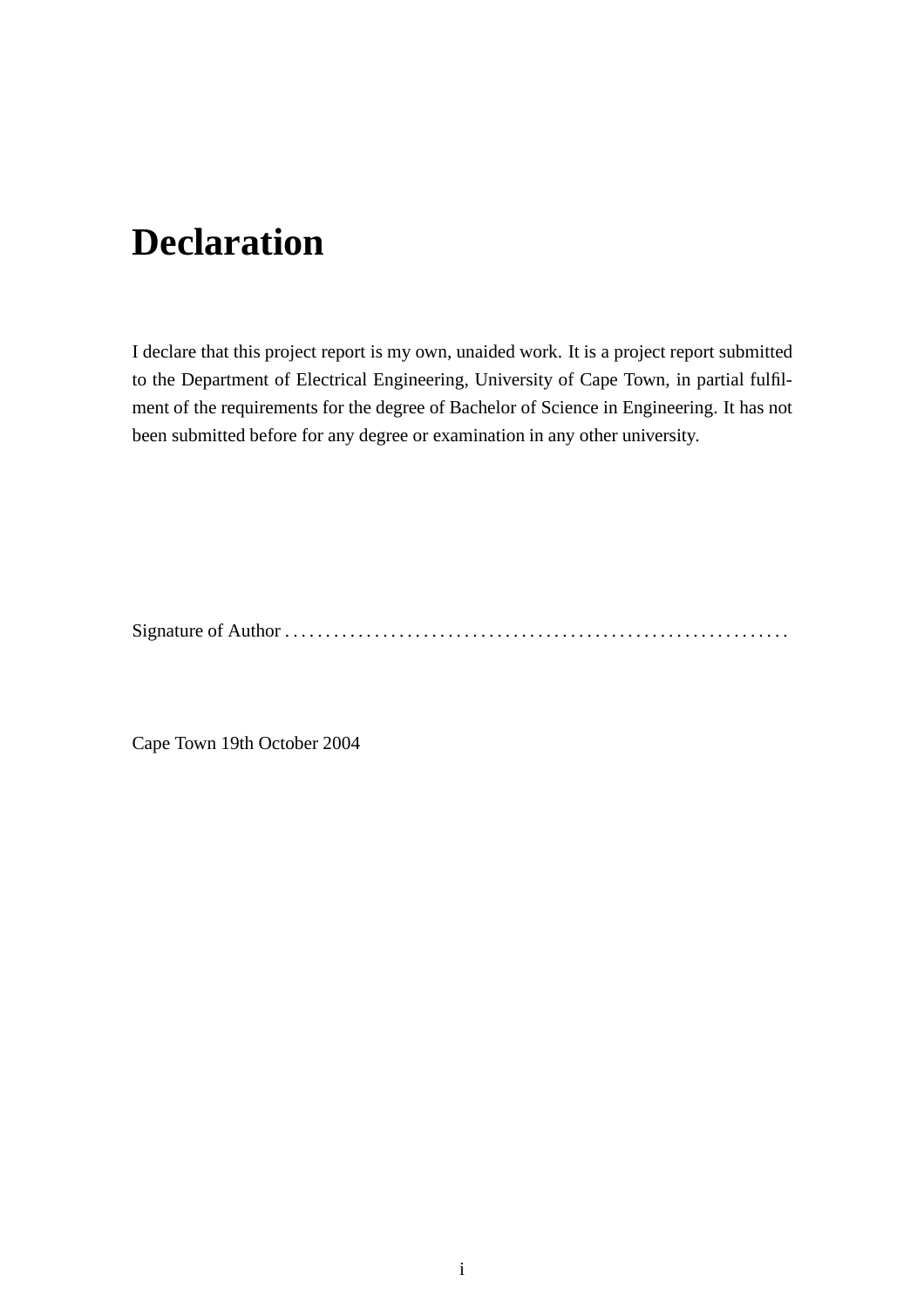# Declaration

I declare that this project report is my own, unaided work. It is a project report submitted to the Department of Electrical Engineering, University of Cape Town, in partial fulfilment of the requirements for the degree of Bachelor of Science in Engineering. It has not been submitted before for any degree or examination in any other university.

Signature of Author . . . . . . . . . . . . . . . . . . . . . . . . . . . . . . . . . . . . . . . . . . . . . . . . . . . . . . . . . . . . .

Cape Town 19th October 2004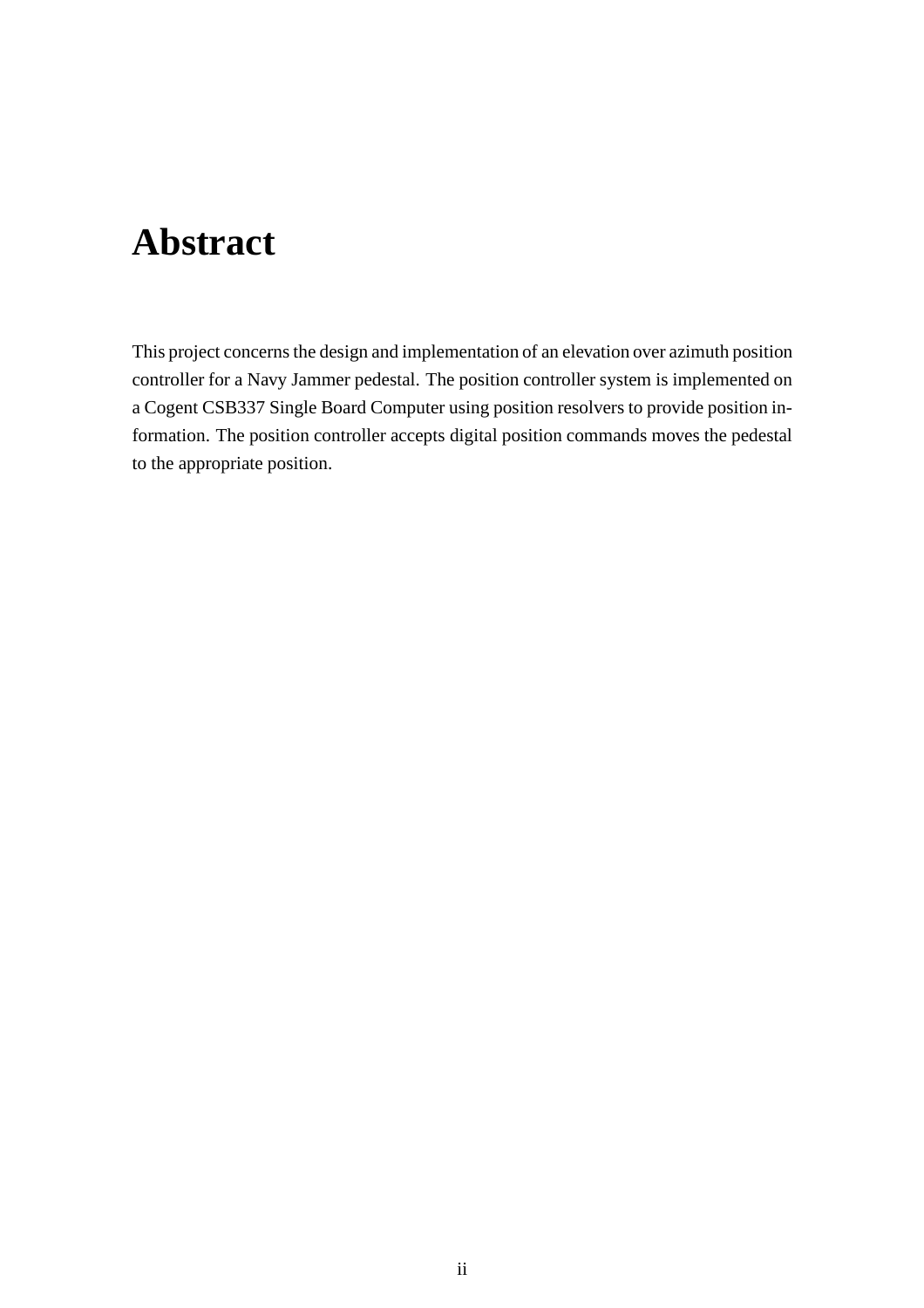# Abstract

This project concerns the design and implementation of an elevation over azimuth position controller for a Navy Jammer pedestal. The position controller system is implemented on a Cogent CSB337 Single Board Computer using position resolvers to provide position information. The position controller accepts digital position commands moves the pedestal to the appropriate position.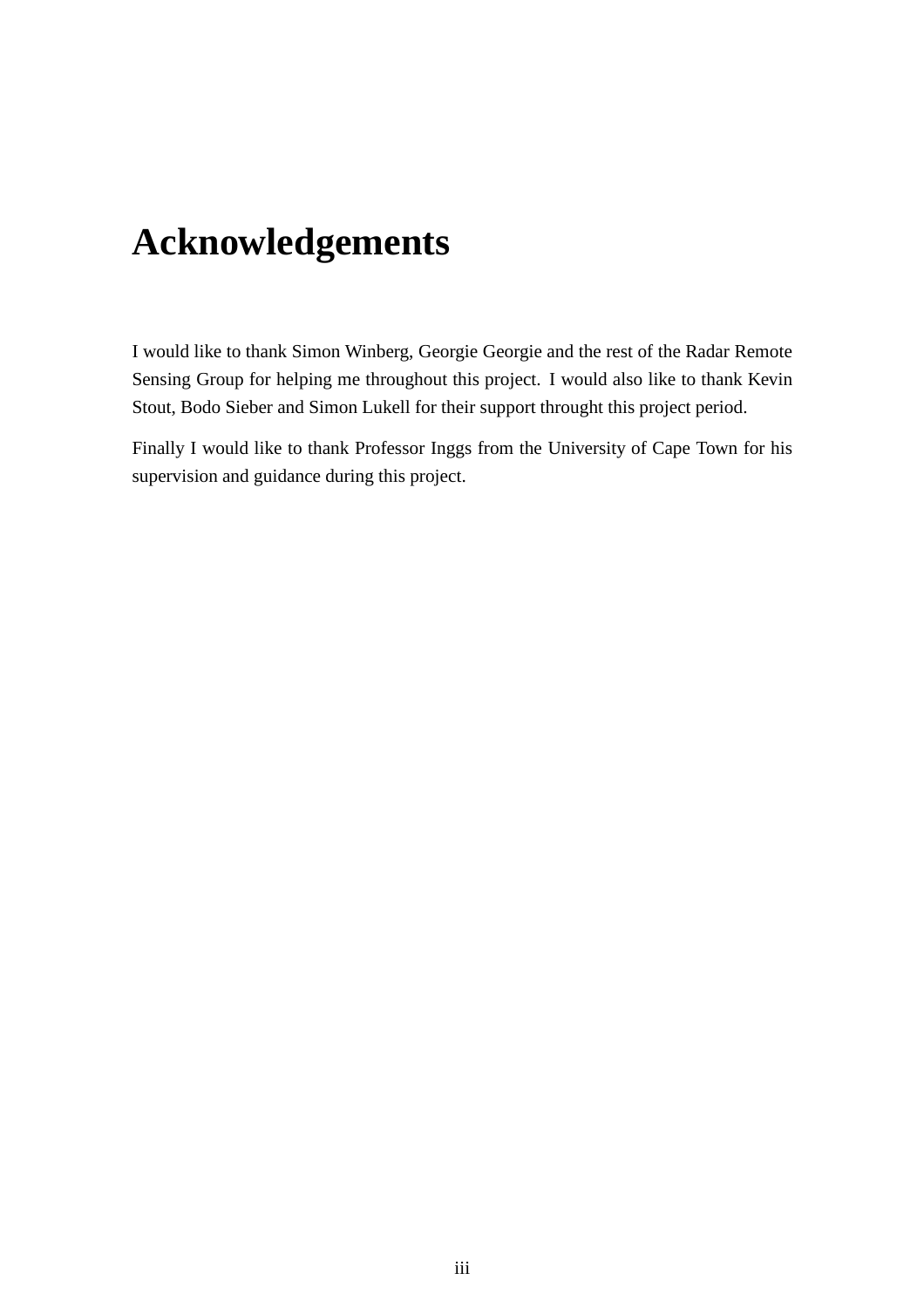# Acknowledgements

I would like to thank Simon Winberg, Georgie Georgie and the rest of the Radar Remote Sensing Group for helping me throughout this project. I would also like to thank Kevin Stout, Bodo Sieber and Simon Lukell for their support throught this project period.

Finally I would like to thank Professor Inggs from the University of Cape Town for his supervision and guidance during this project.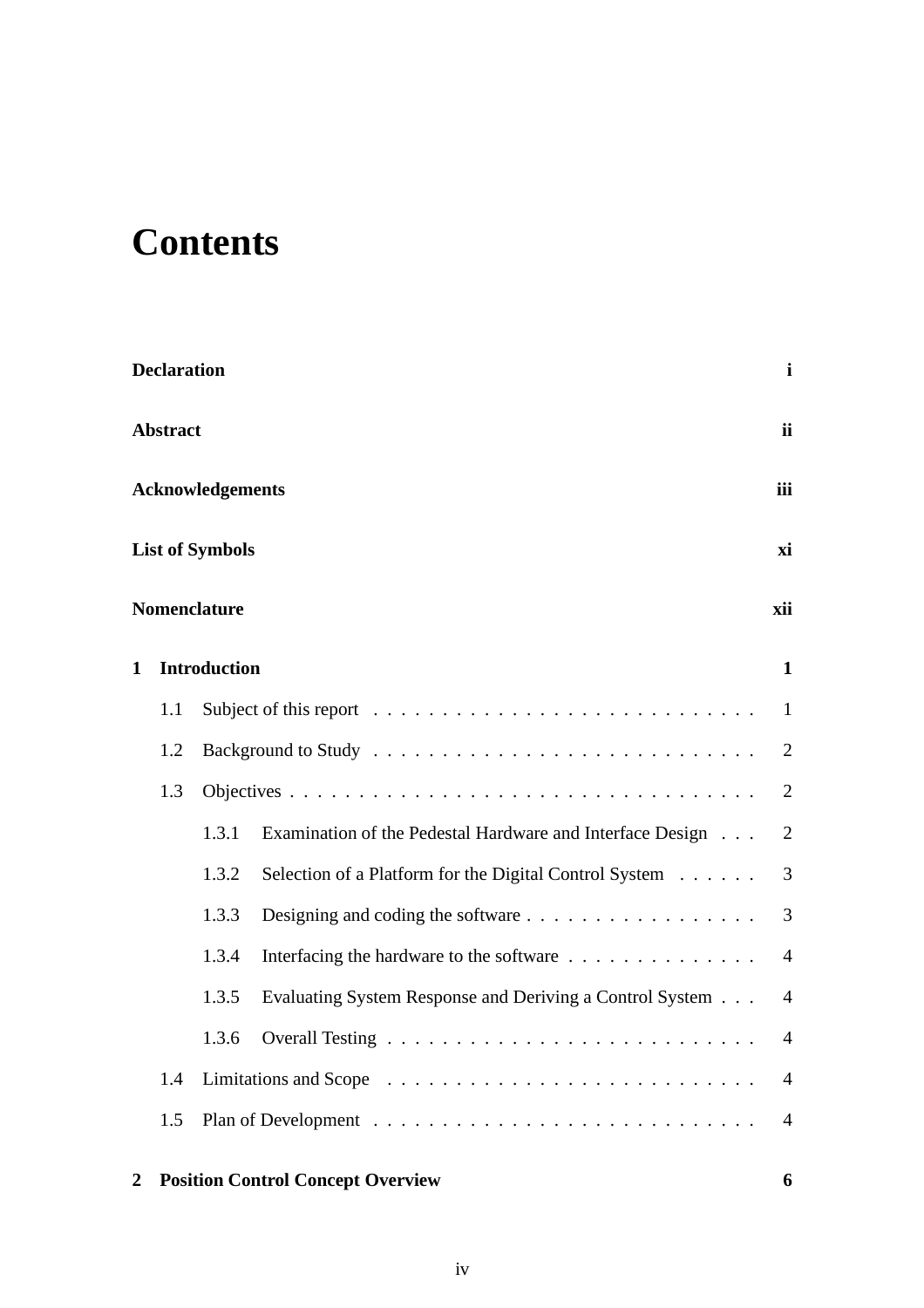# Contents

**Declaration** **i**

**Abstract** **ii**

**Acknowledgements** **iii**

**List of Symbols** **xi**

**Nomenclature** **xii**

**1 Introduction** **1**

- 1.1 Subject of this report . . . . . . . . . . . . . . . . . . . . . . . . . . . 1
- 1.2 Background to Study . . . . . . . . . . . . . . . . . . . . . . . . . . . 2
- 1.3 Objectives . . . . . . . . . . . . . . . . . . . . . . . . . . . . . . . . . 2
  - 1.3.1 Examination of the Pedestal Hardware and Interface Design . . . 2
  - 1.3.2 Selection of a Platform for the Digital Control System . . . . . . 3
  - 1.3.3 Designing and coding the software . . . . . . . . . . . . . . . . . 3
  - 1.3.4 Interfacing the hardware to the software . . . . . . . . . . . . . . 4
  - 1.3.5 Evaluating System Response and Deriving a Control System . . . 4
  - 1.3.6 Overall Testing . . . . . . . . . . . . . . . . . . . . . . . . . . . 4
- 1.4 Limitations and Scope . . . . . . . . . . . . . . . . . . . . . . . . . . . 4
- 1.5 Plan of Development . . . . . . . . . . . . . . . . . . . . . . . . . . . . 4

**2 Position Control Concept Overview** **6**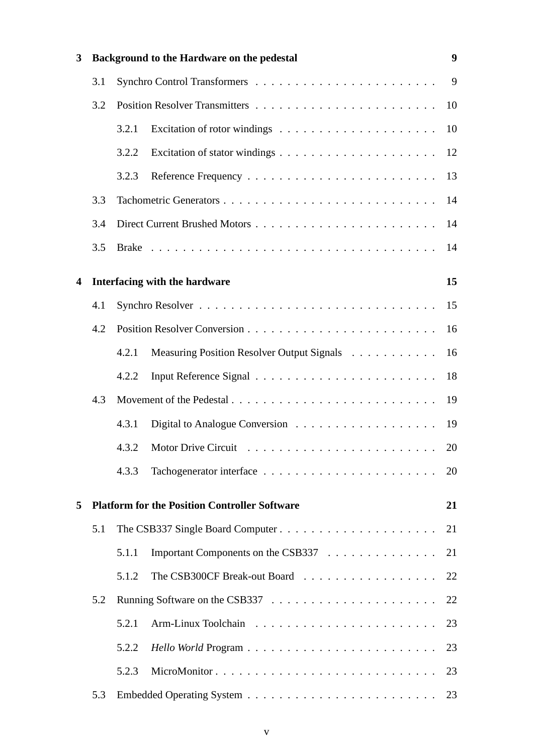**3 Background to the Hardware on the pedestal** **9**

3.1 Synchro Control Transformers . . . . . . . . . . . . . . . . . . . . . . . 9

3.2 Position Resolver Transmitters . . . . . . . . . . . . . . . . . . . . . . 10

3.2.1 Excitation of rotor windings . . . . . . . . . . . . . . . . . . . . 10

3.2.2 Excitation of stator windings . . . . . . . . . . . . . . . . . . . . 12

3.2.3 Reference Frequency . . . . . . . . . . . . . . . . . . . . . . . . 13

3.3 Tachometric Generators . . . . . . . . . . . . . . . . . . . . . . . . . . 14

3.4 Direct Current Brushed Motors . . . . . . . . . . . . . . . . . . . . . . 14

3.5 Brake . . . . . . . . . . . . . . . . . . . . . . . . . . . . . . . . . . . . 14

**4 Interfacing with the hardware** **15**

4.1 Synchro Resolver . . . . . . . . . . . . . . . . . . . . . . . . . . . . . 15

4.2 Position Resolver Conversion . . . . . . . . . . . . . . . . . . . . . . . 16

4.2.1 Measuring Position Resolver Output Signals . . . . . . . . . . . 16

4.2.2 Input Reference Signal . . . . . . . . . . . . . . . . . . . . . . . 18

4.3 Movement of the Pedestal . . . . . . . . . . . . . . . . . . . . . . . . . 19

4.3.1 Digital to Analogue Conversion . . . . . . . . . . . . . . . . . . 19

4.3.2 Motor Drive Circuit . . . . . . . . . . . . . . . . . . . . . . . . 20

4.3.3 Tachogenerator interface . . . . . . . . . . . . . . . . . . . . . . 20

**5 Platform for the Position Controller Software** **21**

5.1 The CSB337 Single Board Computer . . . . . . . . . . . . . . . . . . . 21

5.1.1 Important Components on the CSB337 . . . . . . . . . . . . . . 21

5.1.2 The CSB300CF Break-out Board . . . . . . . . . . . . . . . . . 22

5.2 Running Software on the CSB337 . . . . . . . . . . . . . . . . . . . . . 22

5.2.1 Arm-Linux Toolchain . . . . . . . . . . . . . . . . . . . . . . . 23

5.2.2 *Hello World* Program . . . . . . . . . . . . . . . . . . . . . . . . 23

5.2.3 MicroMonitor . . . . . . . . . . . . . . . . . . . . . . . . . . . . 23

5.3 Embedded Operating System . . . . . . . . . . . . . . . . . . . . . . . 23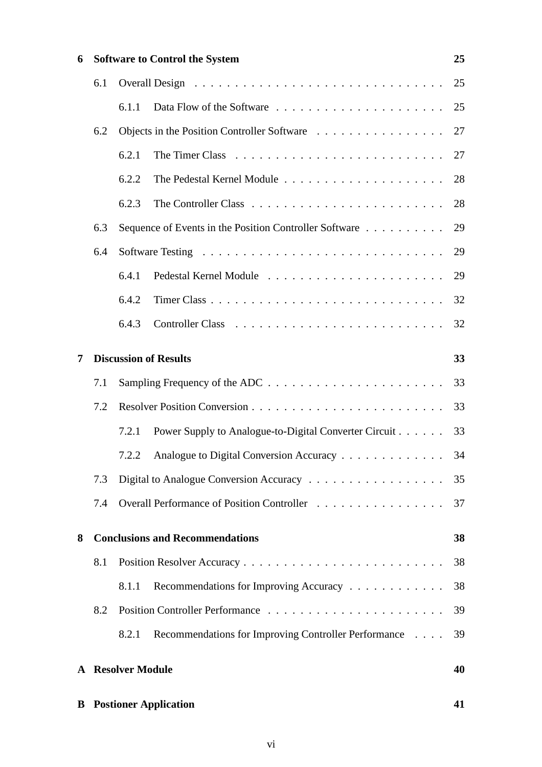**6 Software to Control the System 25**

- 6.1 Overall Design . . . . . . . . . . . . . . . . . . . . . . . . . . . . . . . 25
  - 6.1.1 Data Flow of the Software . . . . . . . . . . . . . . . . . . . . . 25
- 6.2 Objects in the Position Controller Software . . . . . . . . . . . . . . . . 27
  - 6.2.1 The Timer Class . . . . . . . . . . . . . . . . . . . . . . . . . . 27
  - 6.2.2 The Pedestal Kernel Module . . . . . . . . . . . . . . . . . . . . 28
  - 6.2.3 The Controller Class . . . . . . . . . . . . . . . . . . . . . . . . 28
- 6.3 Sequence of Events in the Position Controller Software . . . . . . . . . . 29
- 6.4 Software Testing . . . . . . . . . . . . . . . . . . . . . . . . . . . . . . 29
  - 6.4.1 Pedestal Kernel Module . . . . . . . . . . . . . . . . . . . . . . 29
  - 6.4.2 Timer Class . . . . . . . . . . . . . . . . . . . . . . . . . . . . . 32
  - 6.4.3 Controller Class . . . . . . . . . . . . . . . . . . . . . . . . . . 32

**7 Discussion of Results 33**

- 7.1 Sampling Frequency of the ADC . . . . . . . . . . . . . . . . . . . . . . 33
- 7.2 Resolver Position Conversion . . . . . . . . . . . . . . . . . . . . . . . . 33
  - 7.2.1 Power Supply to Analogue-to-Digital Converter Circuit . . . . . . 33
  - 7.2.2 Analogue to Digital Conversion Accuracy . . . . . . . . . . . . . 34
- 7.3 Digital to Analogue Conversion Accuracy . . . . . . . . . . . . . . . . . 35
- 7.4 Overall Performance of Position Controller . . . . . . . . . . . . . . . . 37

**8 Conclusions and Recommendations 38**

- 8.1 Position Resolver Accuracy . . . . . . . . . . . . . . . . . . . . . . . . . 38
  - 8.1.1 Recommendations for Improving Accuracy . . . . . . . . . . . . 38
- 8.2 Position Controller Performance . . . . . . . . . . . . . . . . . . . . . . 39
  - 8.2.1 Recommendations for Improving Controller Performance . . . . 39

**A Resolver Module 40**

**B Postioner Application 41**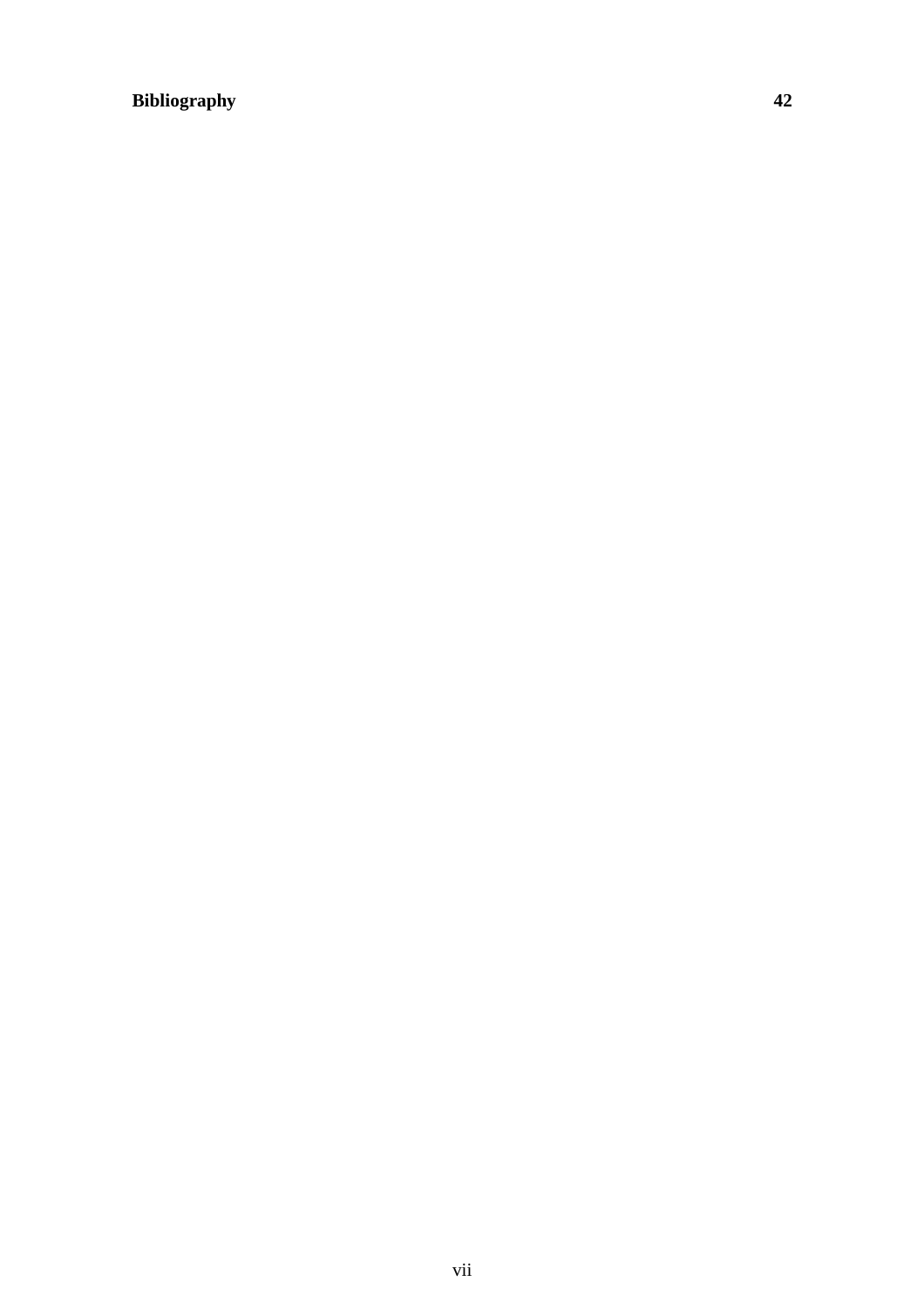**Bibliography** **42**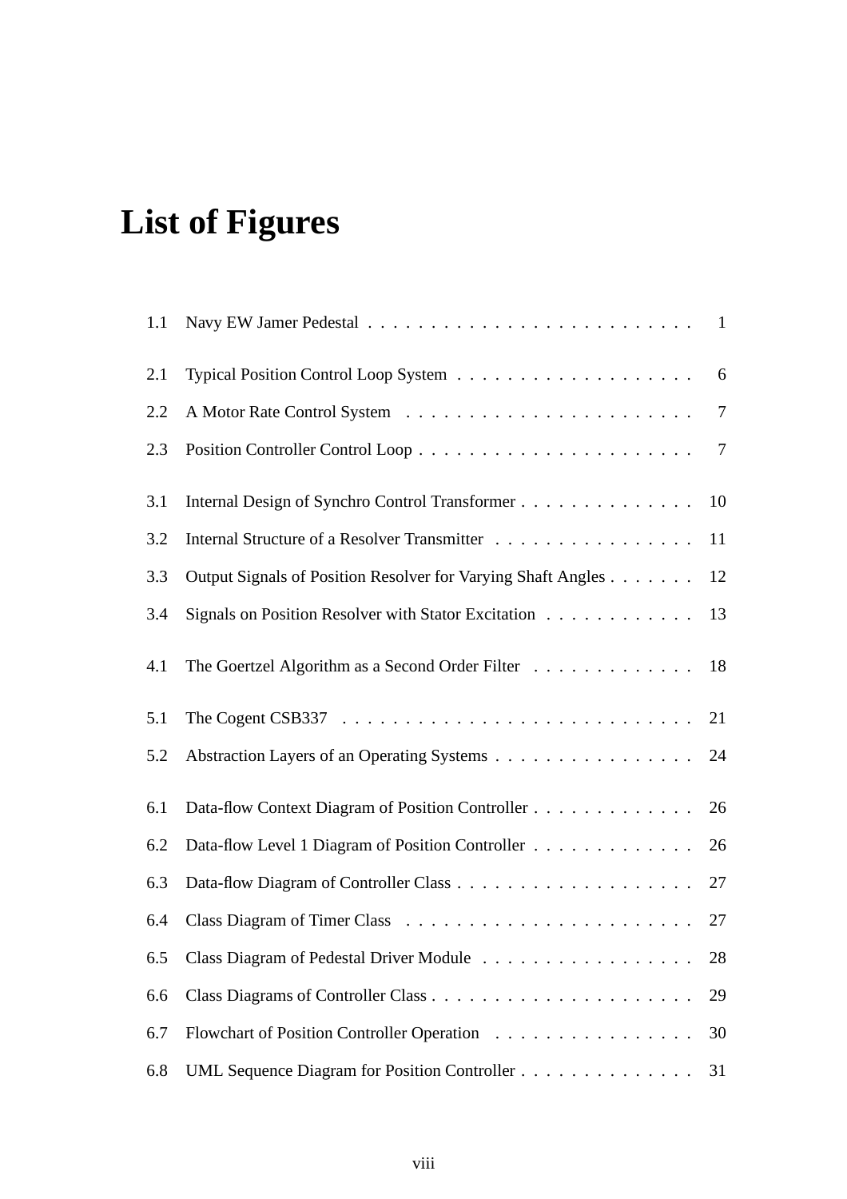# List of Figures

| | | |
|---|---|---|
| 1.1 | Navy EW Jamer Pedestal | 1 |
| 2.1 | Typical Position Control Loop System | 6 |
| 2.2 | A Motor Rate Control System | 7 |
| 2.3 | Position Controller Control Loop | 7 |
| 3.1 | Internal Design of Synchro Control Transformer | 10 |
| 3.2 | Internal Structure of a Resolver Transmitter | 11 |
| 3.3 | Output Signals of Position Resolver for Varying Shaft Angles | 12 |
| 3.4 | Signals on Position Resolver with Stator Excitation | 13 |
| 4.1 | The Goertzel Algorithm as a Second Order Filter | 18 |
| 5.1 | The Cogent CSB337 | 21 |
| 5.2 | Abstraction Layers of an Operating Systems | 24 |
| 6.1 | Data-flow Context Diagram of Position Controller | 26 |
| 6.2 | Data-flow Level 1 Diagram of Position Controller | 26 |
| 6.3 | Data-flow Diagram of Controller Class | 27 |
| 6.4 | Class Diagram of Timer Class | 27 |
| 6.5 | Class Diagram of Pedestal Driver Module | 28 |
| 6.6 | Class Diagrams of Controller Class | 29 |
| 6.7 | Flowchart of Position Controller Operation | 30 |
| 6.8 | UML Sequence Diagram for Position Controller | 31 |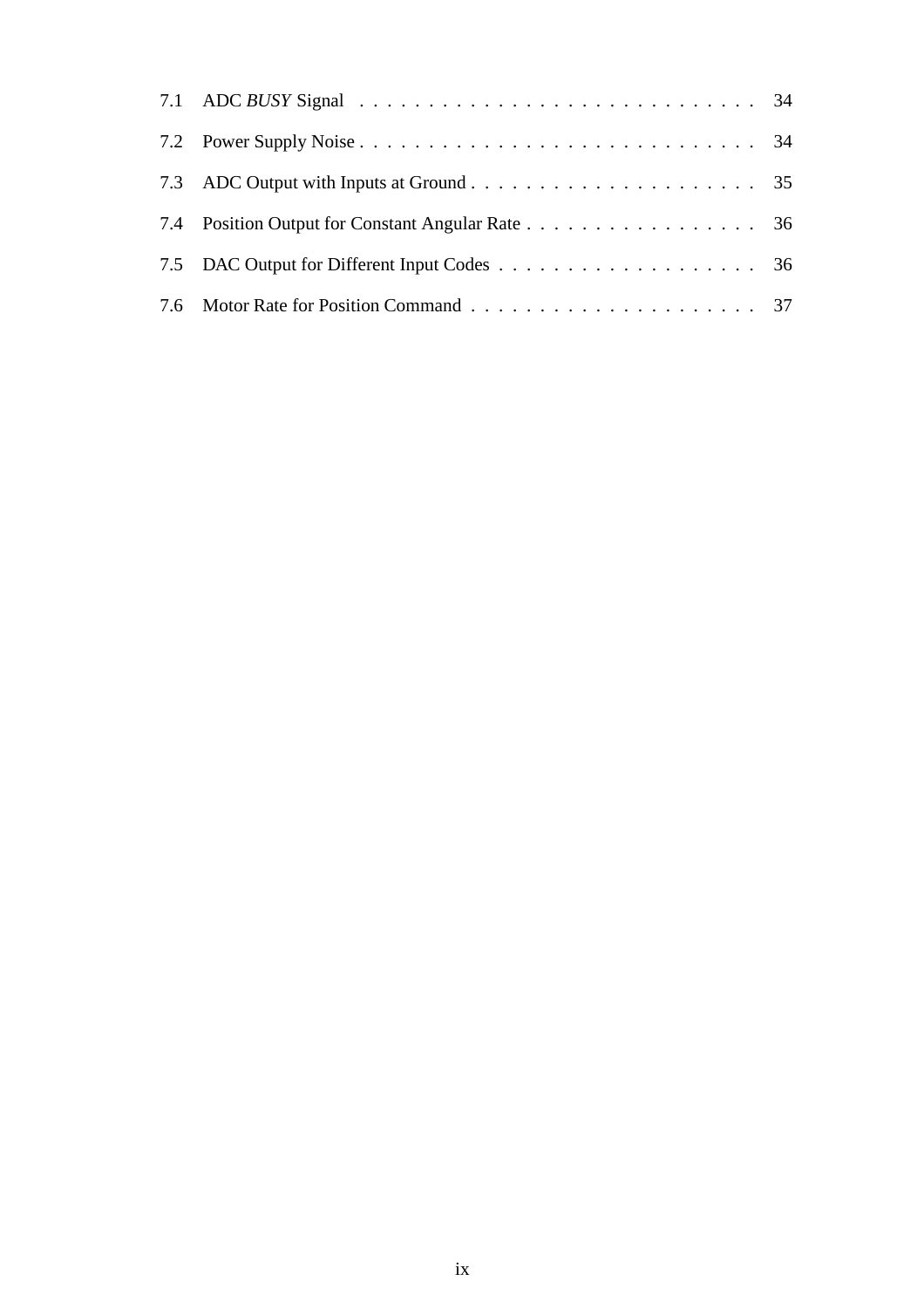7.1 ADC *BUSY* Signal . . . . . . . . . . . . . . . . . . . . . . . . . . . . . 34

7.2 Power Supply Noise . . . . . . . . . . . . . . . . . . . . . . . . . . . . . 34

7.3 ADC Output with Inputs at Ground . . . . . . . . . . . . . . . . . . . . . 35

7.4 Position Output for Constant Angular Rate . . . . . . . . . . . . . . . . . 36

7.5 DAC Output for Different Input Codes . . . . . . . . . . . . . . . . . . . 36

7.6 Motor Rate for Position Command . . . . . . . . . . . . . . . . . . . . . 37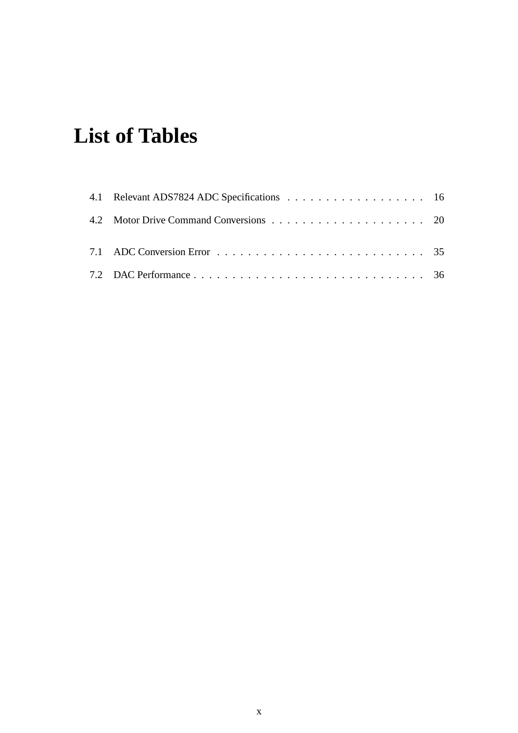# List of Tables

4.1 Relevant ADS7824 ADC Specifications . . . . . . . . . . . . . . . . . . 16

4.2 Motor Drive Command Conversions . . . . . . . . . . . . . . . . . . . . 20

7.1 ADC Conversion Error . . . . . . . . . . . . . . . . . . . . . . . . . . . 35

7.2 DAC Performance . . . . . . . . . . . . . . . . . . . . . . . . . . . . . . 36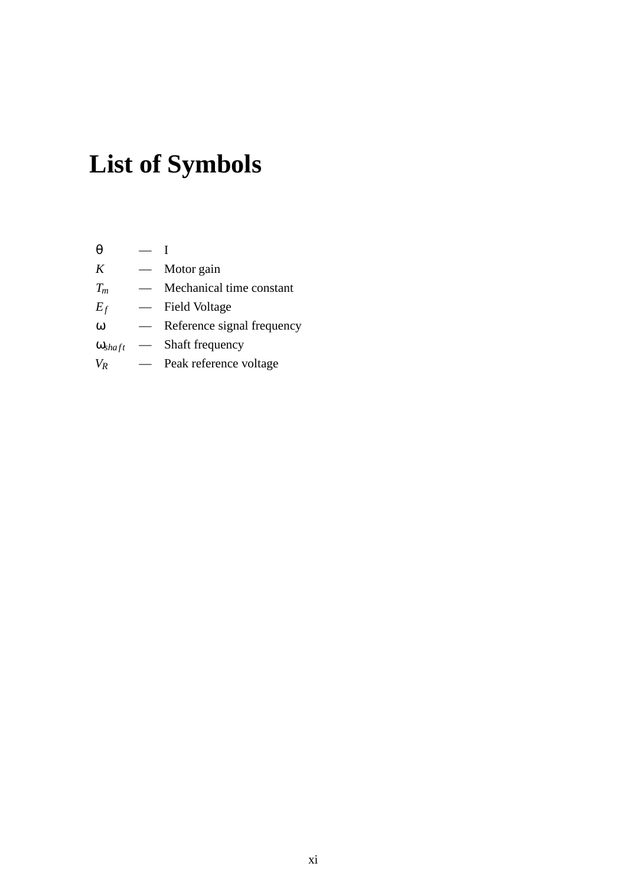# List of Symbols

| | | |
|---|---|---|
| $\theta$ | — | I |
| $K$ | — | Motor gain |
| $T_m$ | — | Mechanical time constant |
| $E_f$ | — | Field Voltage |
| $\omega$ | — | Reference signal frequency |
| $\omega_{shaft}$ | — | Shaft frequency |
| $V_R$ | — | Peak reference voltage |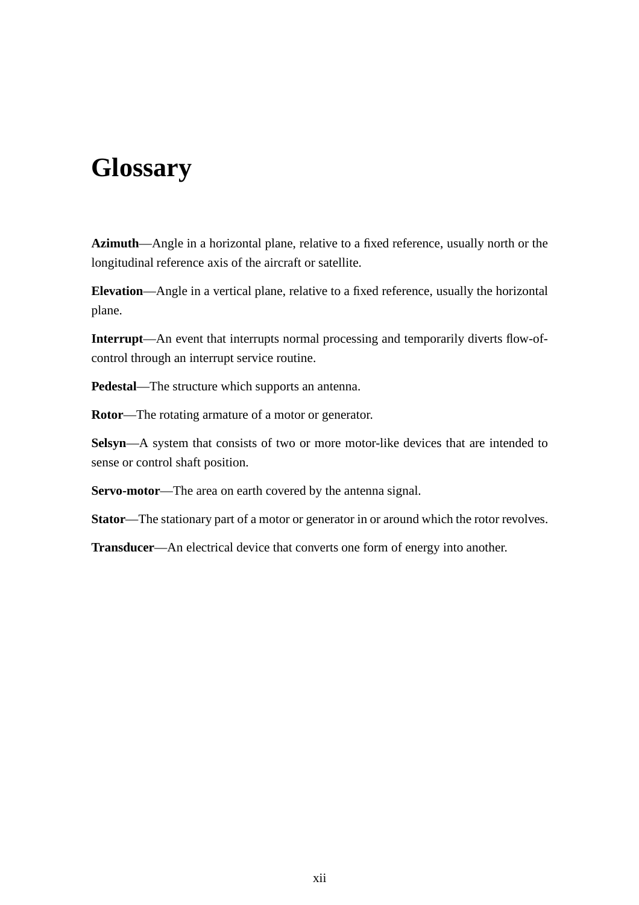# Glossary

**Azimuth**—Angle in a horizontal plane, relative to a fixed reference, usually north or the longitudinal reference axis of the aircraft or satellite.

**Elevation**—Angle in a vertical plane, relative to a fixed reference, usually the horizontal plane.

**Interrupt**—An event that interrupts normal processing and temporarily diverts flow-of-control through an interrupt service routine.

**Pedestal**—The structure which supports an antenna.

**Rotor**—The rotating armature of a motor or generator.

**Selsyn**—A system that consists of two or more motor-like devices that are intended to sense or control shaft position.

**Servo-motor**—The area on earth covered by the antenna signal.

**Stator**—The stationary part of a motor or generator in or around which the rotor revolves.

**Transducer**—An electrical device that converts one form of energy into another.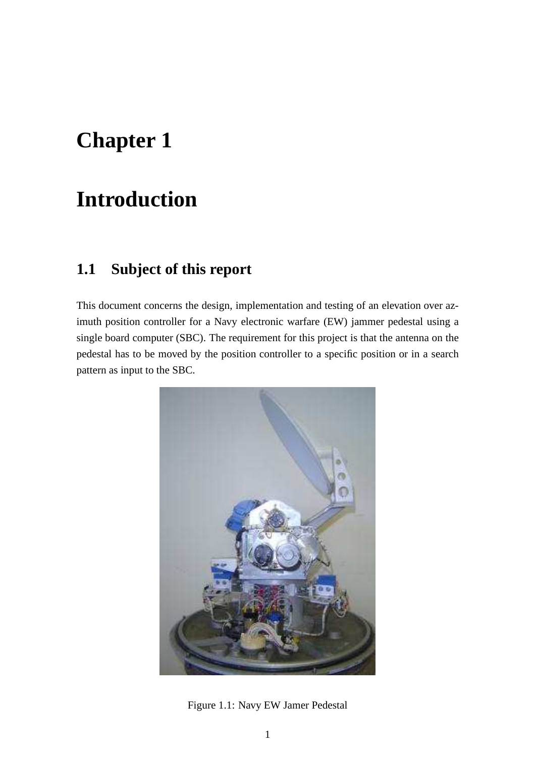# Chapter 1

# Introduction

## 1.1 Subject of this report

This document concerns the design, implementation and testing of an elevation over azimuth position controller for a Navy electronic warfare (EW) jammer pedestal using a single board computer (SBC). The requirement for this project is that the antenna on the pedestal has to be moved by the position controller to a specific position or in a search pattern as input to the SBC.

Figure 1.1: Navy EW Jamer Pedestal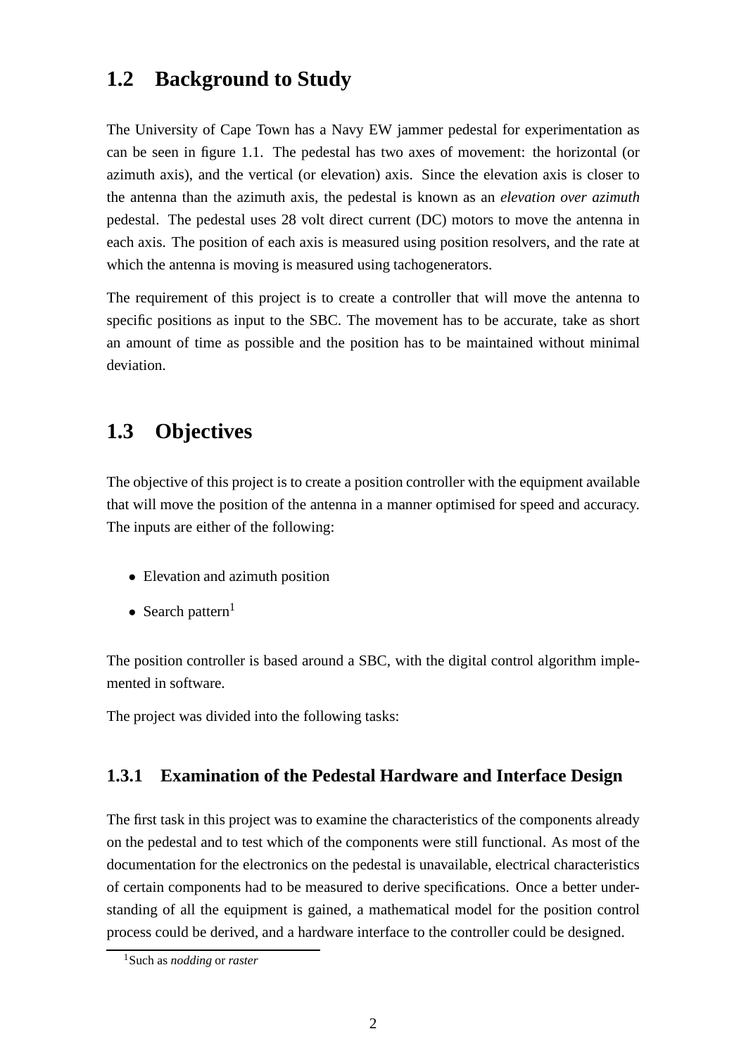## 1.2 Background to Study

The University of Cape Town has a Navy EW jammer pedestal for experimentation as can be seen in figure 1.1. The pedestal has two axes of movement: the horizontal (or azimuth axis), and the vertical (or elevation) axis. Since the elevation axis is closer to the antenna than the azimuth axis, the pedestal is known as an *elevation over azimuth* pedestal. The pedestal uses 28 volt direct current (DC) motors to move the antenna in each axis. The position of each axis is measured using position resolvers, and the rate at which the antenna is moving is measured using tachogenerators.

The requirement of this project is to create a controller that will move the antenna to specific positions as input to the SBC. The movement has to be accurate, take as short an amount of time as possible and the position has to be maintained without minimal deviation.

## 1.3 Objectives

The objective of this project is to create a position controller with the equipment available that will move the position of the antenna in a manner optimised for speed and accuracy. The inputs are either of the following:

- Elevation and azimuth position
- Search pattern[1]

The position controller is based around a SBC, with the digital control algorithm implemented in software.

The project was divided into the following tasks:

### 1.3.1 Examination of the Pedestal Hardware and Interface Design

The first task in this project was to examine the characteristics of the components already on the pedestal and to test which of the components were still functional. As most of the documentation for the electronics on the pedestal is unavailable, electrical characteristics of certain components had to be measured to derive specifications. Once a better understanding of all the equipment is gained, a mathematical model for the position control process could be derived, and a hardware interface to the controller could be designed.

[1] Such as *nodding* or *raster*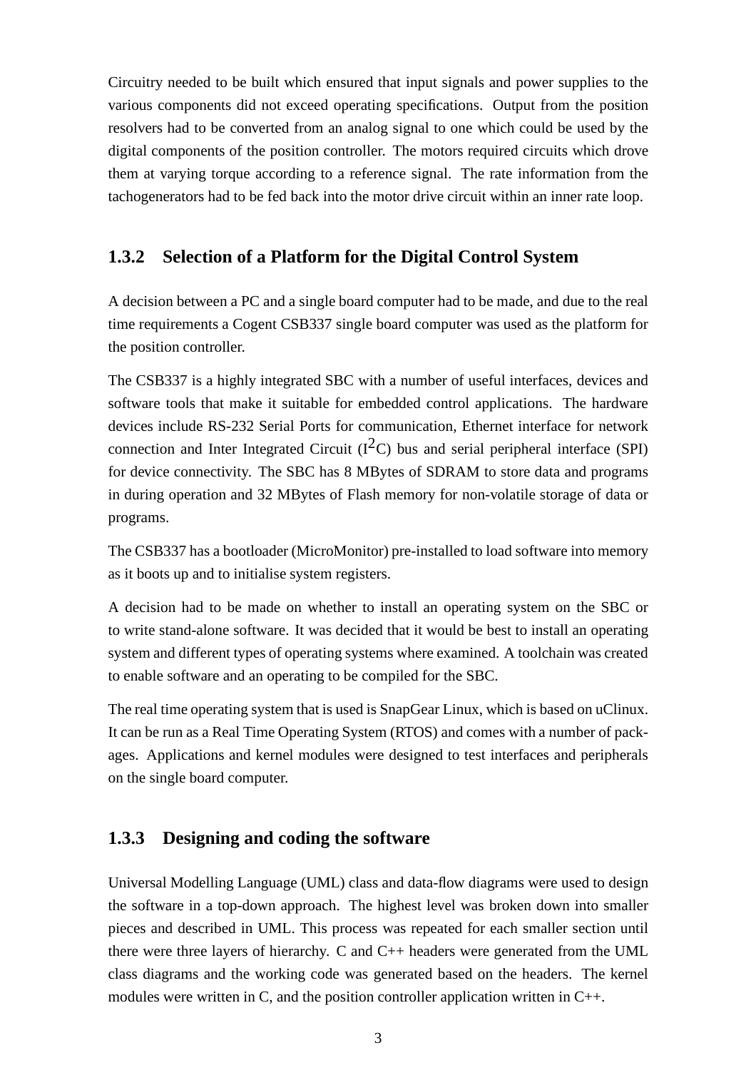Circuitry needed to be built which ensured that input signals and power supplies to the various components did not exceed operating specifications. Output from the position resolvers had to be converted from an analog signal to one which could be used by the digital components of the position controller. The motors required circuits which drove them at varying torque according to a reference signal. The rate information from the tachogenerators had to be fed back into the motor drive circuit within an inner rate loop.

### 1.3.2 Selection of a Platform for the Digital Control System

A decision between a PC and a single board computer had to be made, and due to the real time requirements a Cogent CSB337 single board computer was used as the platform for the position controller.

The CSB337 is a highly integrated SBC with a number of useful interfaces, devices and software tools that make it suitable for embedded control applications. The hardware devices include RS-232 Serial Ports for communication, Ethernet interface for network connection and Inter Integrated Circuit ($I^2C$) bus and serial peripheral interface (SPI) for device connectivity. The SBC has 8 MBytes of SDRAM to store data and programs in during operation and 32 MBytes of Flash memory for non-volatile storage of data or programs.

The CSB337 has a bootloader (MicroMonitor) pre-installed to load software into memory as it boots up and to initialise system registers.

A decision had to be made on whether to install an operating system on the SBC or to write stand-alone software. It was decided that it would be best to install an operating system and different types of operating systems where examined. A toolchain was created to enable software and an operating to be compiled for the SBC.

The real time operating system that is used is SnapGear Linux, which is based on uClinux. It can be run as a Real Time Operating System (RTOS) and comes with a number of packages. Applications and kernel modules were designed to test interfaces and peripherals on the single board computer.

### 1.3.3 Designing and coding the software

Universal Modelling Language (UML) class and data-flow diagrams were used to design the software in a top-down approach. The highest level was broken down into smaller pieces and described in UML. This process was repeated for each smaller section until there were three layers of hierarchy. C and C++ headers were generated from the UML class diagrams and the working code was generated based on the headers. The kernel modules were written in C, and the position controller application written in C++.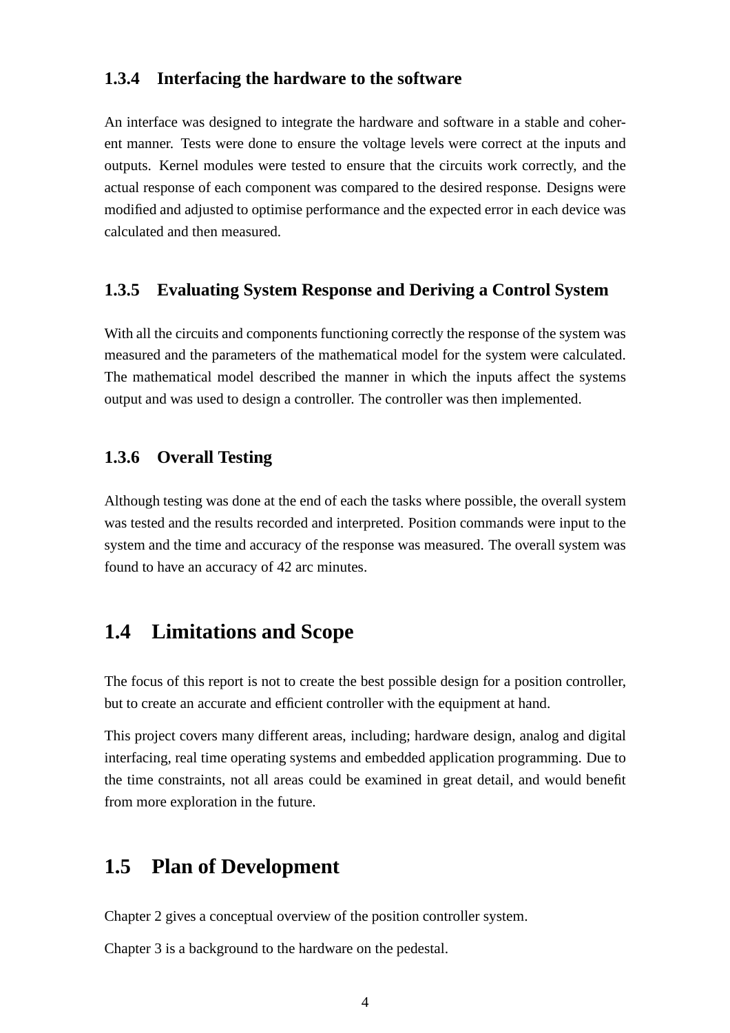### 1.3.4 Interfacing the hardware to the software

An interface was designed to integrate the hardware and software in a stable and coherent manner. Tests were done to ensure the voltage levels were correct at the inputs and outputs. Kernel modules were tested to ensure that the circuits work correctly, and the actual response of each component was compared to the desired response. Designs were modified and adjusted to optimise performance and the expected error in each device was calculated and then measured.

### 1.3.5 Evaluating System Response and Deriving a Control System

With all the circuits and components functioning correctly the response of the system was measured and the parameters of the mathematical model for the system were calculated. The mathematical model described the manner in which the inputs affect the systems output and was used to design a controller. The controller was then implemented.

### 1.3.6 Overall Testing

Although testing was done at the end of each the tasks where possible, the overall system was tested and the results recorded and interpreted. Position commands were input to the system and the time and accuracy of the response was measured. The overall system was found to have an accuracy of 42 arc minutes.

## 1.4 Limitations and Scope

The focus of this report is not to create the best possible design for a position controller, but to create an accurate and efficient controller with the equipment at hand.

This project covers many different areas, including; hardware design, analog and digital interfacing, real time operating systems and embedded application programming. Due to the time constraints, not all areas could be examined in great detail, and would benefit from more exploration in the future.

## 1.5 Plan of Development

Chapter 2 gives a conceptual overview of the position controller system.

Chapter 3 is a background to the hardware on the pedestal.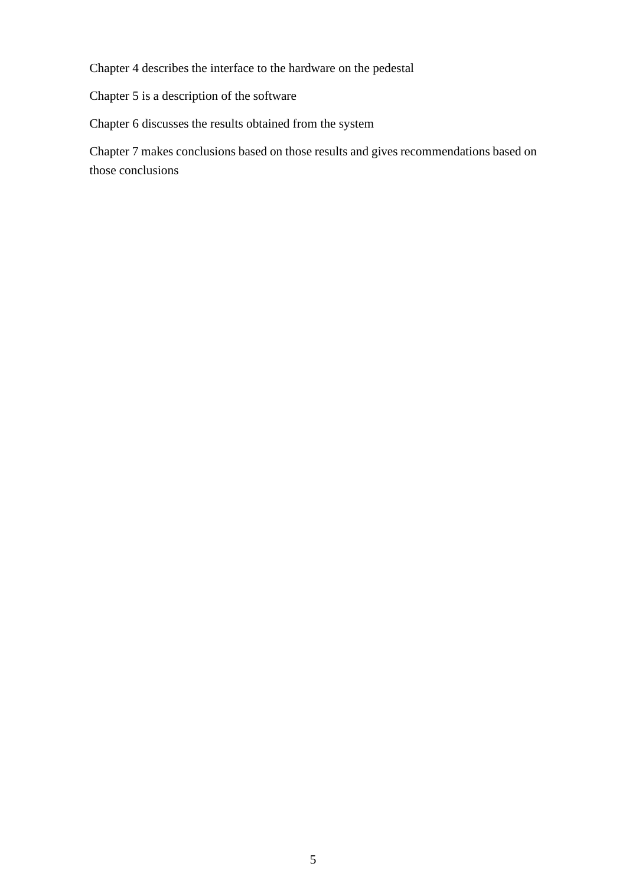Chapter 4 describes the interface to the hardware on the pedestal

Chapter 5 is a description of the software

Chapter 6 discusses the results obtained from the system

Chapter 7 makes conclusions based on those results and gives recommendations based on those conclusions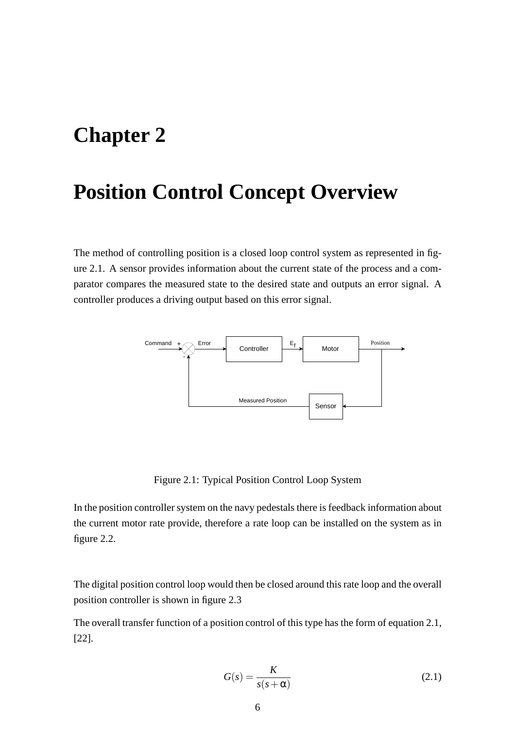# Chapter 2

# Position Control Concept Overview

The method of controlling position is a closed loop control system as represented in figure 2.1. A sensor provides information about the current state of the process and a comparator compares the measured state to the desired state and outputs an error signal. A controller produces a driving output based on this error signal.

Figure 2.1: Typical Position Control Loop System

In the position controller system on the navy pedestals there is feedback information about the current motor rate provide, therefore a rate loop can be installed on the system as in figure 2.2.

The digital position control loop would then be closed around this rate loop and the overall position controller is shown in figure 2.3

The overall transfer function of a position control of this type has the form of equation 2.1, [22].

$$G(s) = \frac{K}{s(s+\alpha)} \tag{2.1}$$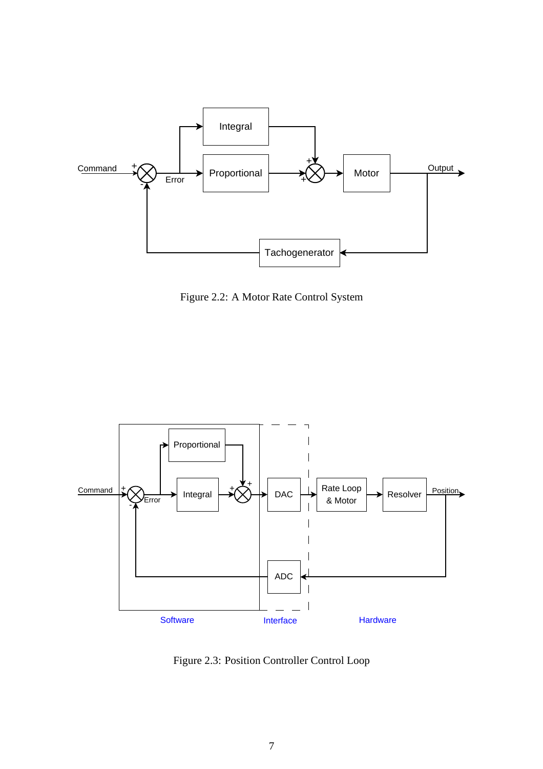Figure 2.2: A Motor Rate Control System

Figure 2.3: Position Controller Control Loop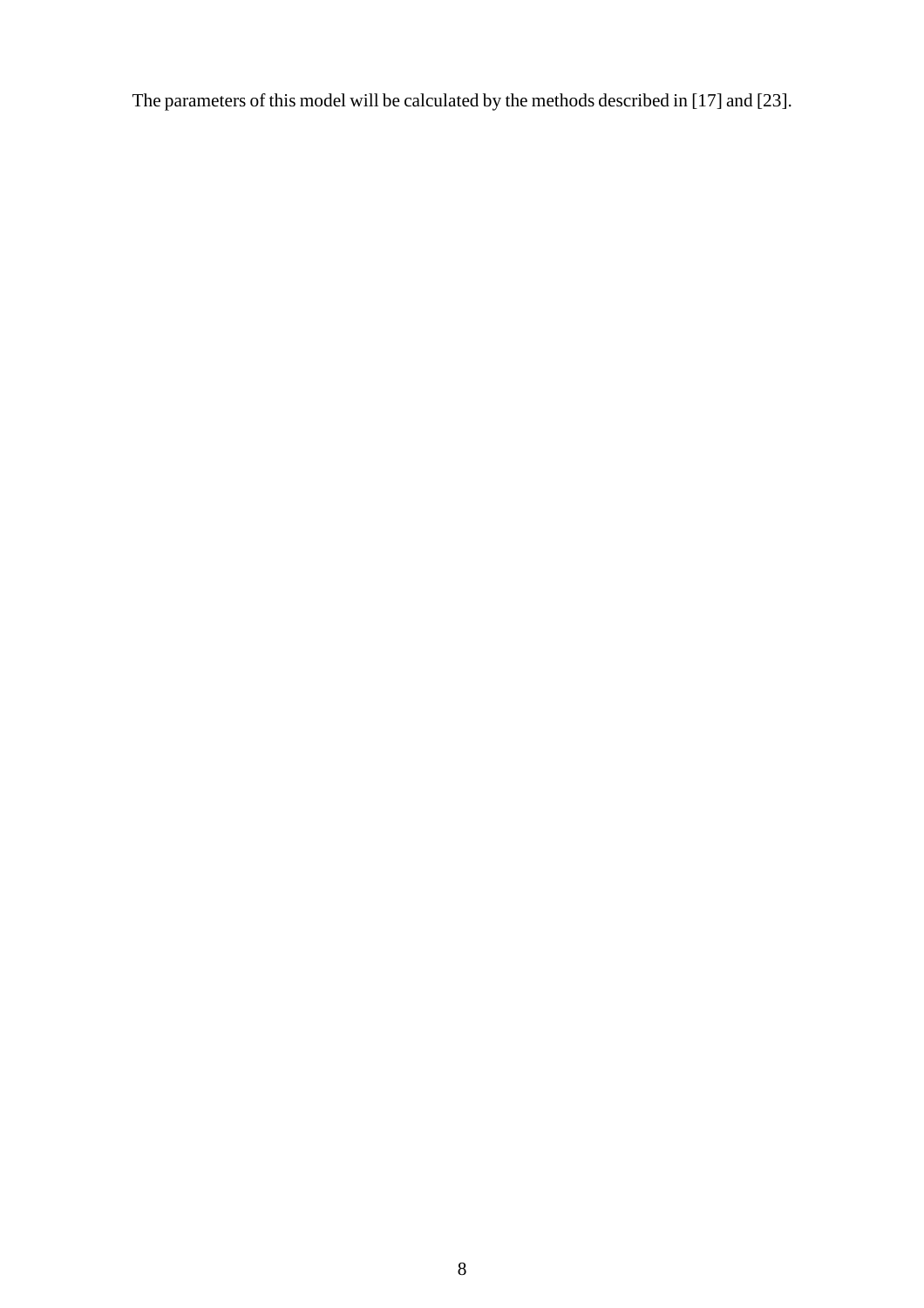The parameters of this model will be calculated by the methods described in [17] and [23].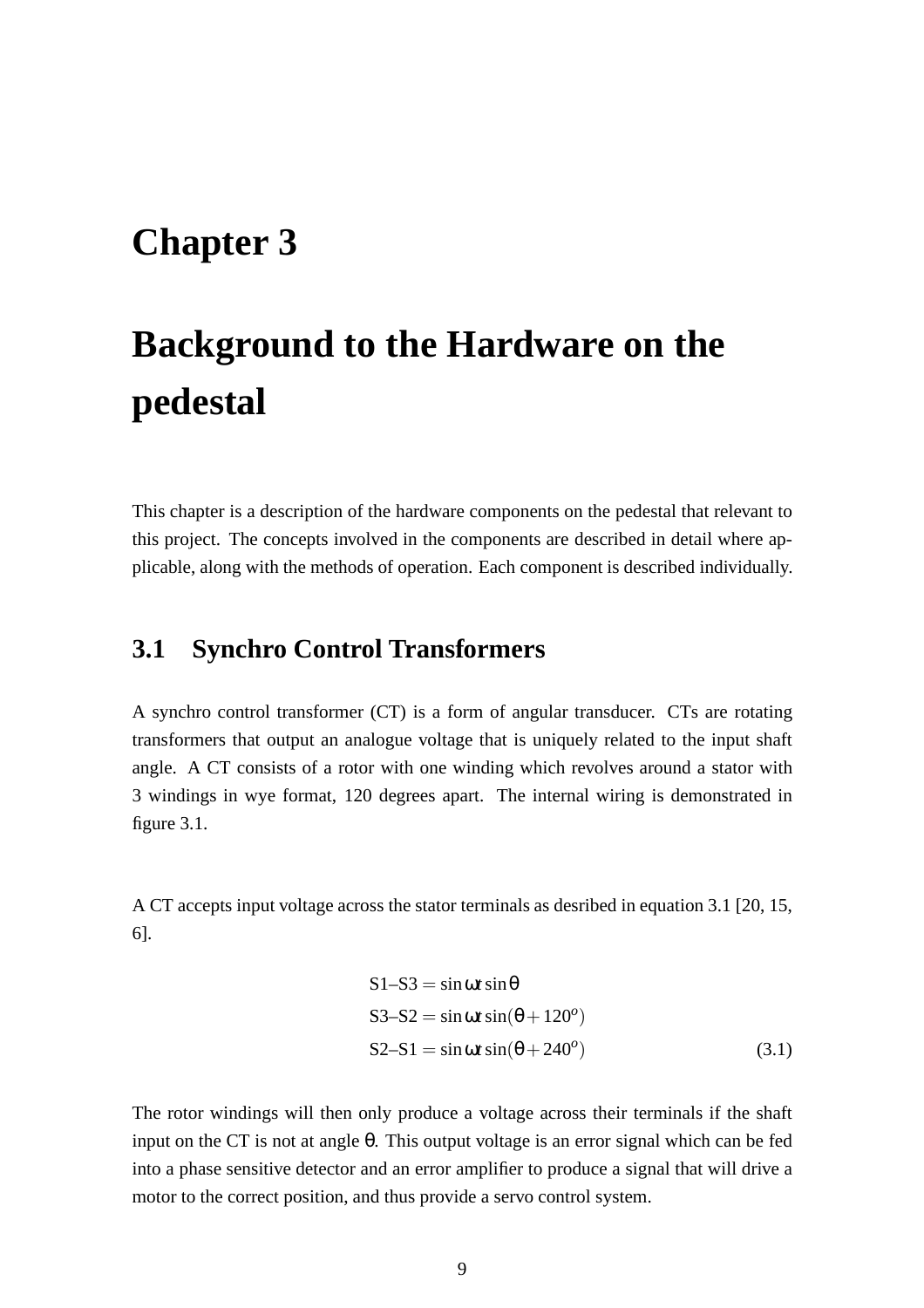# Chapter 3

# Background to the Hardware on the pedestal

This chapter is a description of the hardware components on the pedestal that relevant to this project. The concepts involved in the components are described in detail where applicable, along with the methods of operation. Each component is described individually.

## 3.1 Synchro Control Transformers

A synchro control transformer (CT) is a form of angular transducer. CTs are rotating transformers that output an analogue voltage that is uniquely related to the input shaft angle. A CT consists of a rotor with one winding which revolves around a stator with 3 windings in wye format, 120 degrees apart. The internal wiring is demonstrated in figure 3.1.

A CT accepts input voltage across the stator terminals as desribed in equation 3.1 [20, 15, 6].

$$
\begin{aligned}
\text{S1–S3} &= \sin\omega t \sin\theta \\
\text{S3–S2} &= \sin\omega t \sin(\theta + 120^o) \\
\text{S2–S1} &= \sin\omega t \sin(\theta + 240^o)
\end{aligned}
\tag{3.1}
$$

The rotor windings will then only produce a voltage across their terminals if the shaft input on the CT is not at angle $\theta$. This output voltage is an error signal which can be fed into a phase sensitive detector and an error amplifier to produce a signal that will drive a motor to the correct position, and thus provide a servo control system.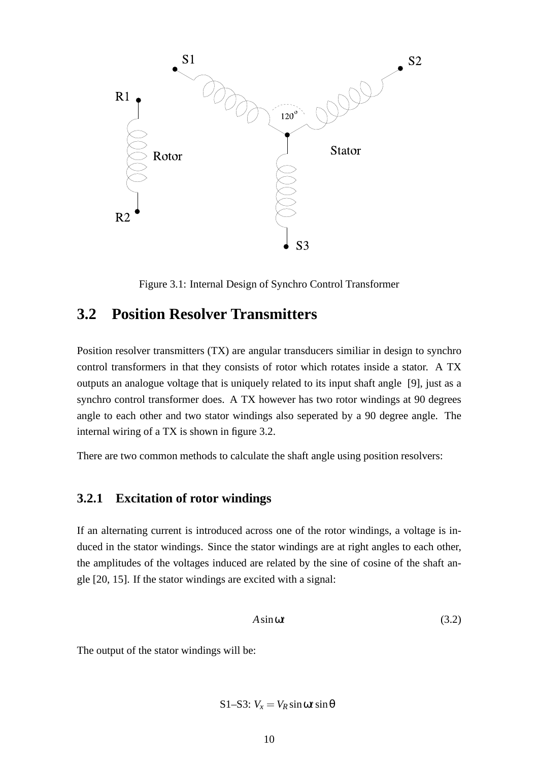Figure 3.1: Internal Design of Synchro Control Transformer

## 3.2 Position Resolver Transmitters

Position resolver transmitters (TX) are angular transducers similiar in design to synchro control transformers in that they consists of rotor which rotates inside a stator. A TX outputs an analogue voltage that is uniquely related to its input shaft angle [9], just as a synchro control transformer does. A TX however has two rotor windings at 90 degrees angle to each other and two stator windings also seperated by a 90 degree angle. The internal wiring of a TX is shown in figure 3.2.

There are two common methods to calculate the shaft angle using position resolvers:

### 3.2.1 Excitation of rotor windings

If an alternating current is introduced across one of the rotor windings, a voltage is induced in the stator windings. Since the stator windings are at right angles to each other, the amplitudes of the voltages induced are related by the sine of cosine of the shaft angle [20, 15]. If the stator windings are excited with a signal:

$$A \sin \omega t \tag{3.2}$$

The output of the stator windings will be:

$$\text{S1–S3: } V_x = V_R \sin \omega t \sin \theta$$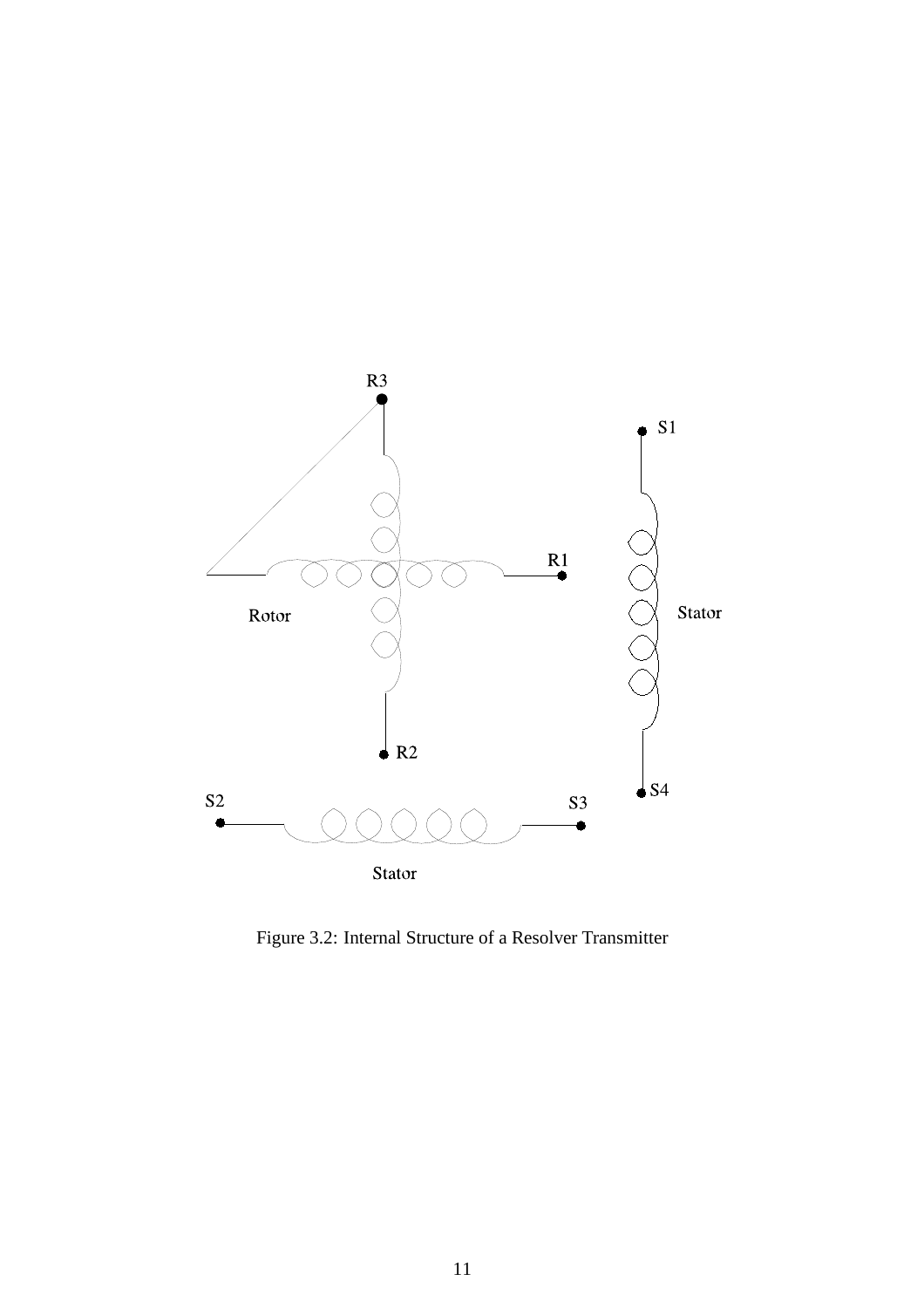R3

S1

R1

Rotor

Stator

R2

S4

S2

S3

Stator

Figure 3.2: Internal Structure of a Resolver Transmitter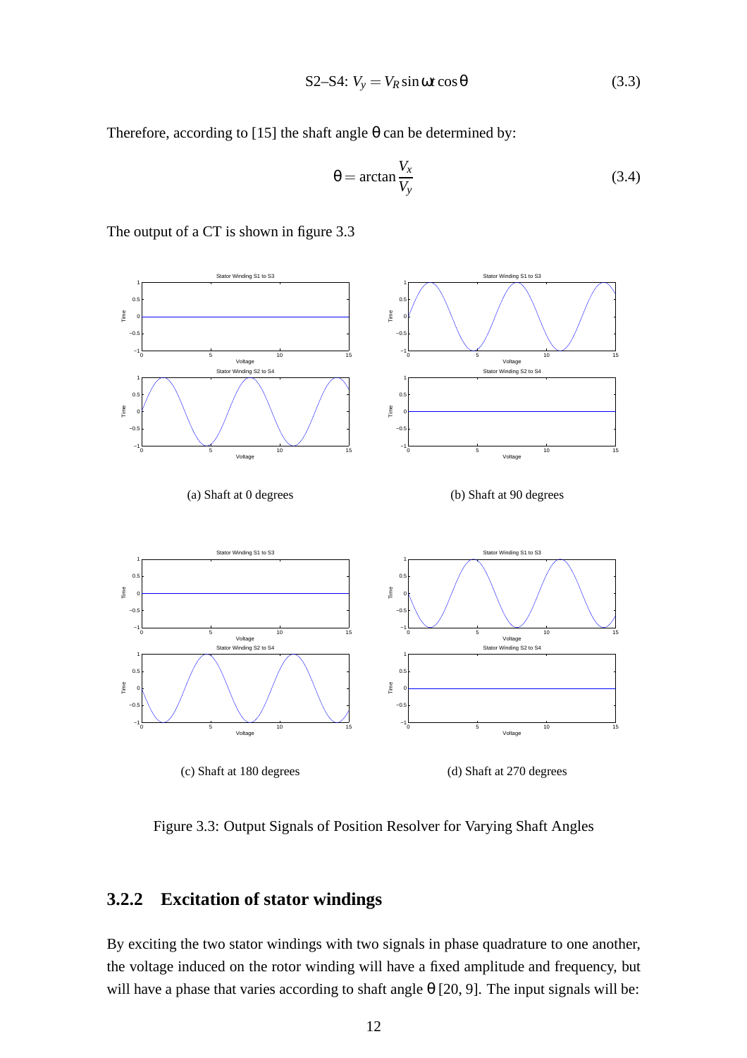$$\text{S2–S4: } V_y = V_R \sin \omega t \cos \theta \tag{3.3}$$

Therefore, according to [15] the shaft angle $\theta$ can be determined by:

$$\theta = \arctan \frac{V_x}{V_y} \tag{3.4}$$

The output of a CT is shown in figure 3.3

(a) Shaft at 0 degrees

(b) Shaft at 90 degrees

(c) Shaft at 180 degrees

(d) Shaft at 270 degrees

Figure 3.3: Output Signals of Position Resolver for Varying Shaft Angles

### 3.2.2 Excitation of stator windings

By exciting the two stator windings with two signals in phase quadrature to one another, the voltage induced on the rotor winding will have a fixed amplitude and frequency, but will have a phase that varies according to shaft angle $\theta$ [20, 9]. The input signals will be: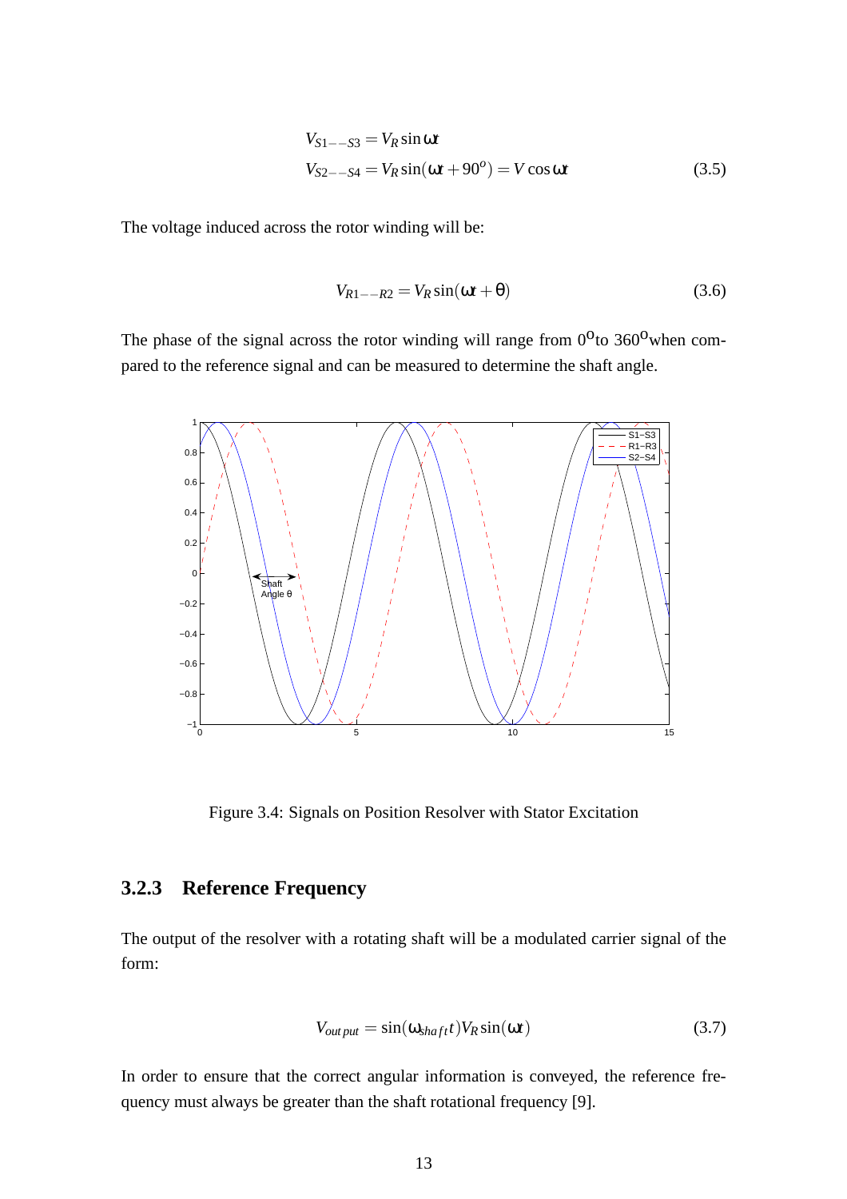$$V_{S1--S3} = V_R \sin \omega t$$
$$V_{S2--S4} = V_R \sin(\omega t + 90^o) = V \cos \omega t \tag{3.5}$$

The voltage induced across the rotor winding will be:

$$V_{R1--R2} = V_R \sin(\omega t + \theta) \tag{3.6}$$

The phase of the signal across the rotor winding will range from $0^{\text{o}}$to $360^{\text{o}}$when compared to the reference signal and can be measured to determine the shaft angle.

Figure 3.4: Signals on Position Resolver with Stator Excitation

### 3.2.3 Reference Frequency

The output of the resolver with a rotating shaft will be a modulated carrier signal of the form:

$$V_{output} = \sin(\omega_{shaft} t) V_R \sin(\omega t) \tag{3.7}$$

In order to ensure that the correct angular information is conveyed, the reference frequency must always be greater than the shaft rotational frequency [9].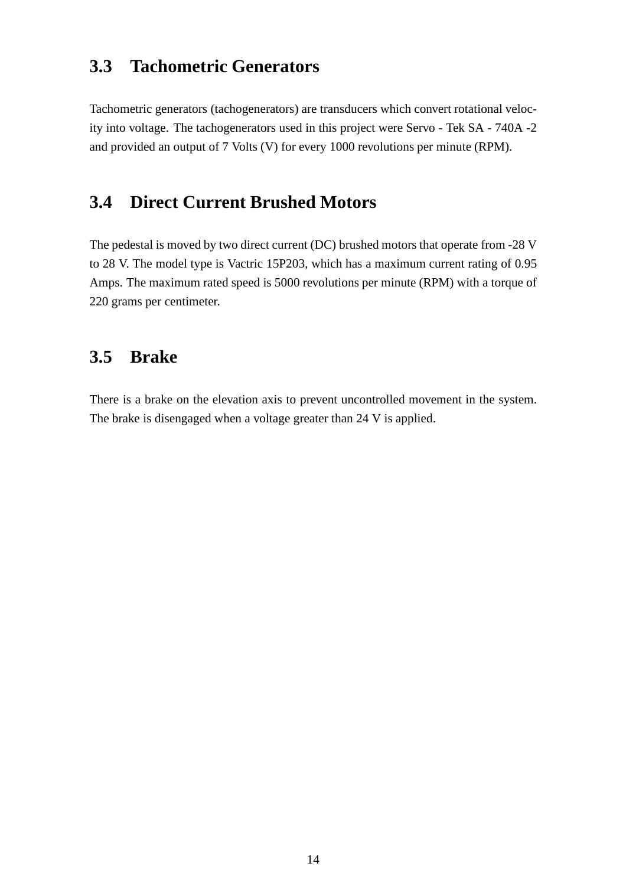## 3.3 Tachometric Generators

Tachometric generators (tachogenerators) are transducers which convert rotational velocity into voltage. The tachogenerators used in this project were Servo - Tek SA - 740A -2 and provided an output of 7 Volts (V) for every 1000 revolutions per minute (RPM).

## 3.4 Direct Current Brushed Motors

The pedestal is moved by two direct current (DC) brushed motors that operate from -28 V to 28 V. The model type is Vactric 15P203, which has a maximum current rating of 0.95 Amps. The maximum rated speed is 5000 revolutions per minute (RPM) with a torque of 220 grams per centimeter.

## 3.5 Brake

There is a brake on the elevation axis to prevent uncontrolled movement in the system. The brake is disengaged when a voltage greater than 24 V is applied.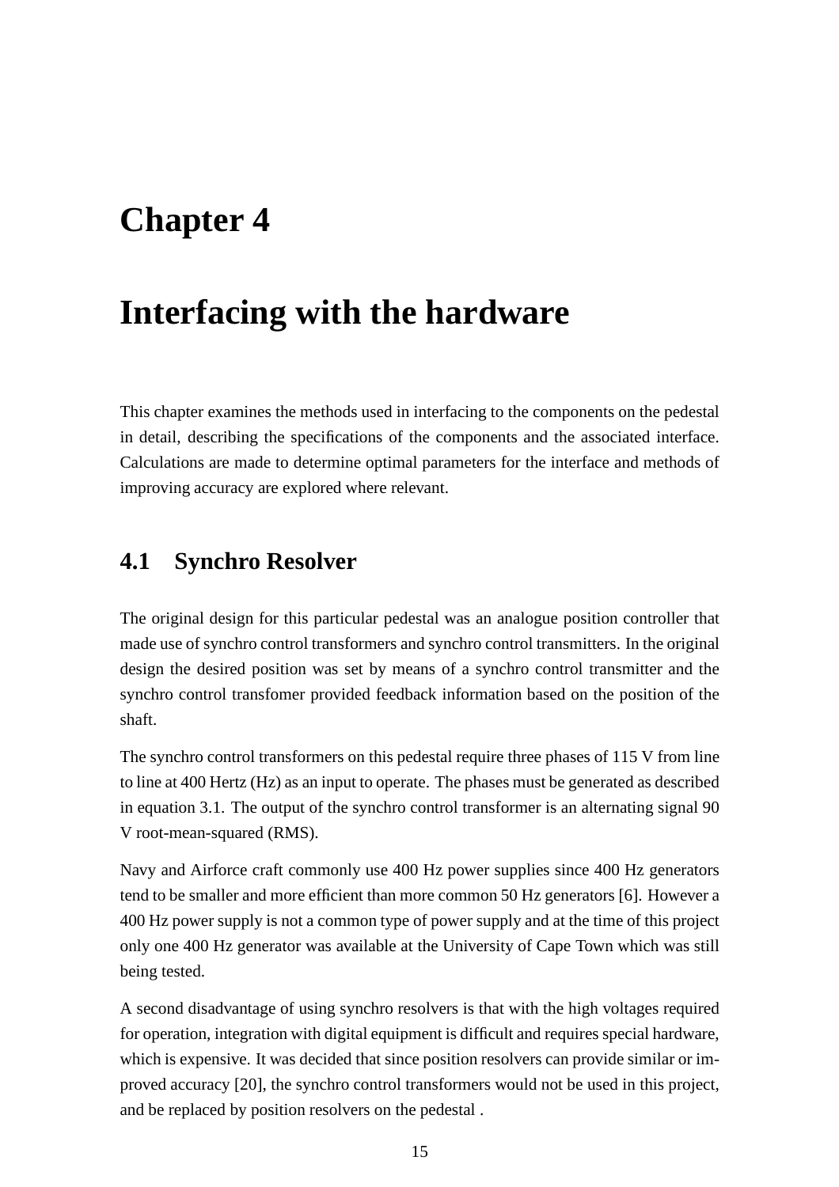# Chapter 4

# Interfacing with the hardware

This chapter examines the methods used in interfacing to the components on the pedestal in detail, describing the specifications of the components and the associated interface. Calculations are made to determine optimal parameters for the interface and methods of improving accuracy are explored where relevant.

## 4.1 Synchro Resolver

The original design for this particular pedestal was an analogue position controller that made use of synchro control transformers and synchro control transmitters. In the original design the desired position was set by means of a synchro control transmitter and the synchro control transfomer provided feedback information based on the position of the shaft.

The synchro control transformers on this pedestal require three phases of 115 V from line to line at 400 Hertz (Hz) as an input to operate. The phases must be generated as described in equation 3.1. The output of the synchro control transformer is an alternating signal 90 V root-mean-squared (RMS).

Navy and Airforce craft commonly use 400 Hz power supplies since 400 Hz generators tend to be smaller and more efficient than more common 50 Hz generators [6]. However a 400 Hz power supply is not a common type of power supply and at the time of this project only one 400 Hz generator was available at the University of Cape Town which was still being tested.

A second disadvantage of using synchro resolvers is that with the high voltages required for operation, integration with digital equipment is difficult and requires special hardware, which is expensive. It was decided that since position resolvers can provide similar or improved accuracy [20], the synchro control transformers would not be used in this project, and be replaced by position resolvers on the pedestal .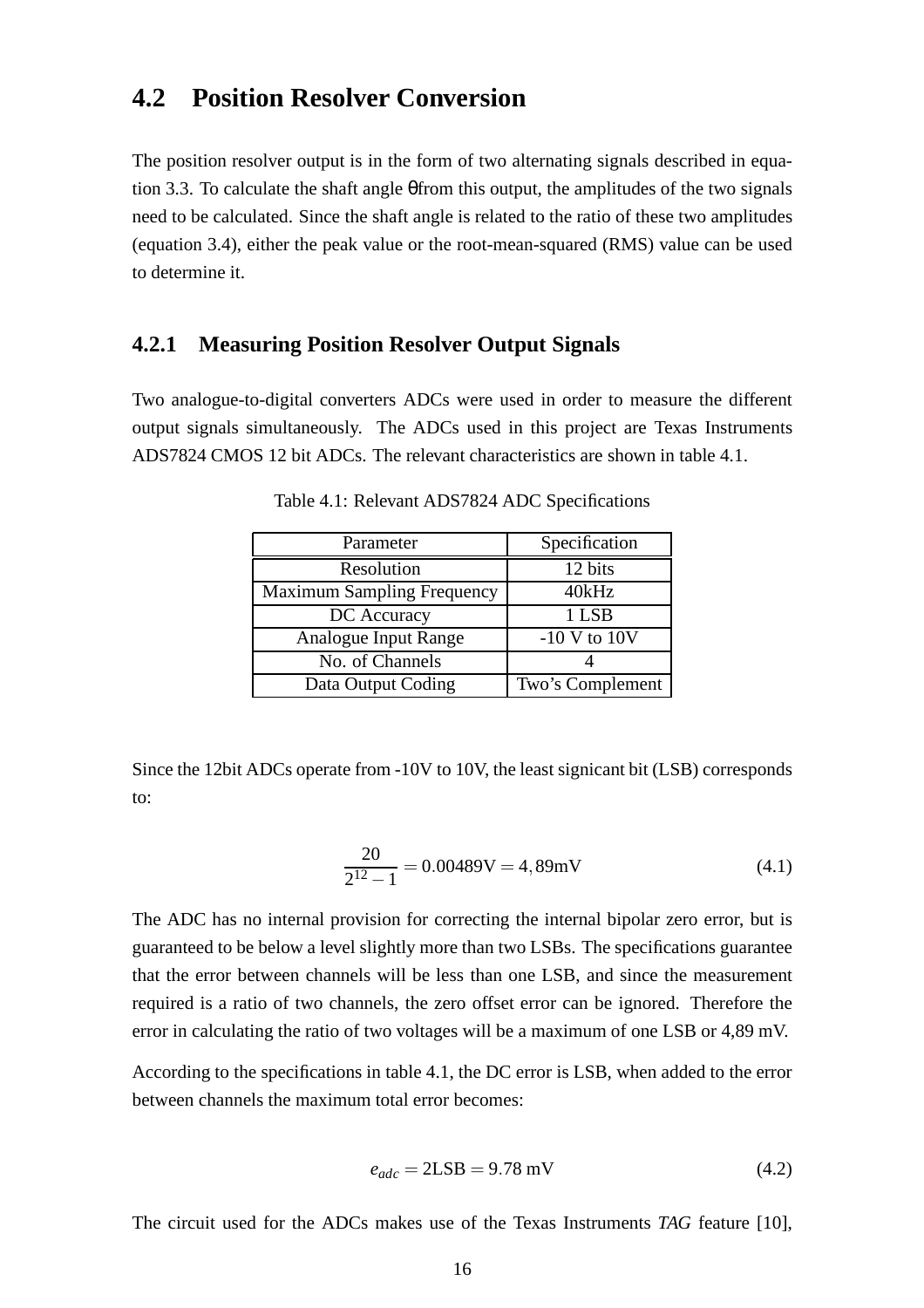## 4.2 Position Resolver Conversion

The position resolver output is in the form of two alternating signals described in equation 3.3. To calculate the shaft angle θfrom this output, the amplitudes of the two signals need to be calculated. Since the shaft angle is related to the ratio of these two amplitudes (equation 3.4), either the peak value or the root-mean-squared (RMS) value can be used to determine it.

### 4.2.1 Measuring Position Resolver Output Signals

Two analogue-to-digital converters ADCs were used in order to measure the different output signals simultaneously. The ADCs used in this project are Texas Instruments ADS7824 CMOS 12 bit ADCs. The relevant characteristics are shown in table 4.1.

Table 4.1: Relevant ADS7824 ADC Specifications

| Parameter | Specification |
|---|---|
| Resolution | 12 bits |
| Maximum Sampling Frequency | 40kHz |
| DC Accuracy | 1 LSB |
| Analogue Input Range | -10 V to 10V |
| No. of Channels | 4 |
| Data Output Coding | Two's Complement |

Since the 12bit ADCs operate from -10V to 10V, the least signicant bit (LSB) corresponds to:

$$\frac{20}{2^{12}-1} = 0.00489\text{V} = 4,89\text{mV} \tag{4.1}$$

The ADC has no internal provision for correcting the internal bipolar zero error, but is guaranteed to be below a level slightly more than two LSBs. The specifications guarantee that the error between channels will be less than one LSB, and since the measurement required is a ratio of two channels, the zero offset error can be ignored. Therefore the error in calculating the ratio of two voltages will be a maximum of one LSB or 4,89 mV.

According to the specifications in table 4.1, the DC error is LSB, when added to the error between channels the maximum total error becomes:

$$e_{adc} = 2\text{LSB} = 9.78\text{ mV} \tag{4.2}$$

The circuit used for the ADCs makes use of the Texas Instruments *TAG* feature [10],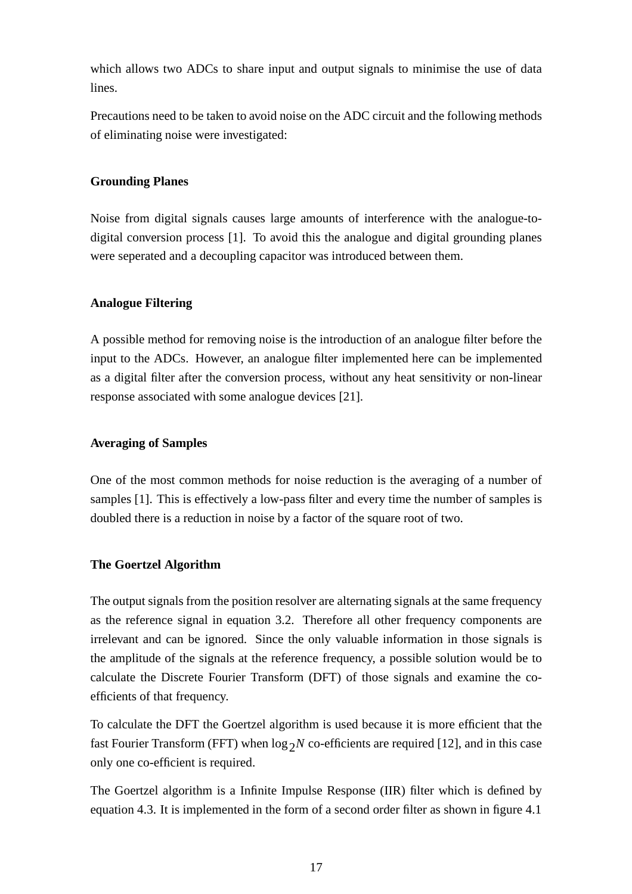which allows two ADCs to share input and output signals to minimise the use of data lines.

Precautions need to be taken to avoid noise on the ADC circuit and the following methods of eliminating noise were investigated:

**Grounding Planes**

Noise from digital signals causes large amounts of interference with the analogue-to-digital conversion process [1]. To avoid this the analogue and digital grounding planes were seperated and a decoupling capacitor was introduced between them.

**Analogue Filtering**

A possible method for removing noise is the introduction of an analogue filter before the input to the ADCs. However, an analogue filter implemented here can be implemented as a digital filter after the conversion process, without any heat sensitivity or non-linear response associated with some analogue devices [21].

**Averaging of Samples**

One of the most common methods for noise reduction is the averaging of a number of samples [1]. This is effectively a low-pass filter and every time the number of samples is doubled there is a reduction in noise by a factor of the square root of two.

**The Goertzel Algorithm**

The output signals from the position resolver are alternating signals at the same frequency as the reference signal in equation 3.2. Therefore all other frequency components are irrelevant and can be ignored. Since the only valuable information in those signals is the amplitude of the signals at the reference frequency, a possible solution would be to calculate the Discrete Fourier Transform (DFT) of those signals and examine the co-efficients of that frequency.

To calculate the DFT the Goertzel algorithm is used because it is more efficient that the fast Fourier Transform (FFT) when $\log_2 N$ co-efficients are required [12], and in this case only one co-efficient is required.

The Goertzel algorithm is a Infinite Impulse Response (IIR) filter which is defined by equation 4.3. It is implemented in the form of a second order filter as shown in figure 4.1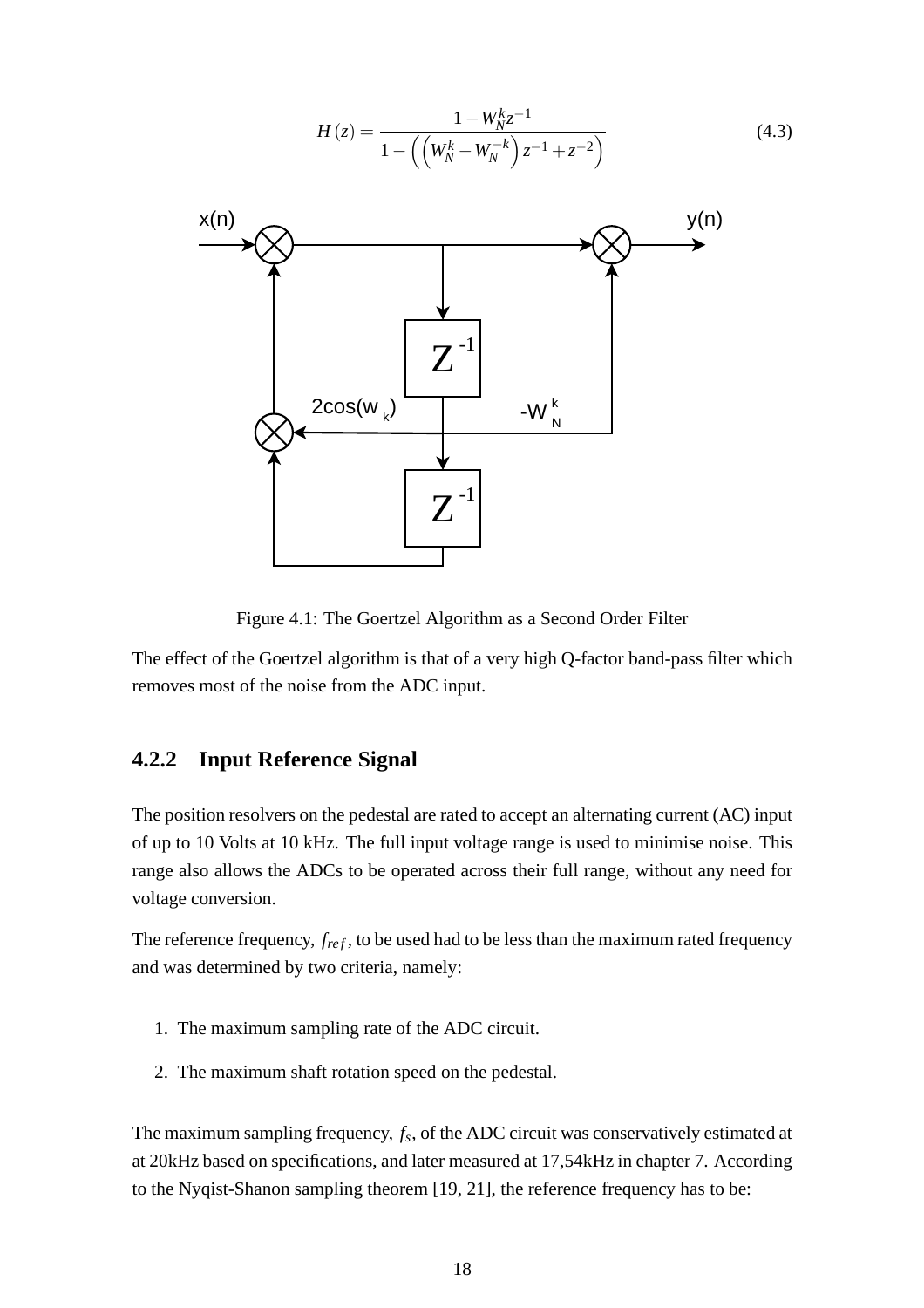$$H(z) = \frac{1 - W_N^k z^{-1}}{1 - \left(\left(W_N^k - W_N^{-k}\right) z^{-1} + z^{-2}\right)} \tag{4.3}$$

Figure 4.1: The Goertzel Algorithm as a Second Order Filter

The effect of the Goertzel algorithm is that of a very high Q-factor band-pass filter which removes most of the noise from the ADC input.

### 4.2.2 Input Reference Signal

The position resolvers on the pedestal are rated to accept an alternating current (AC) input of up to 10 Volts at 10 kHz. The full input voltage range is used to minimise noise. This range also allows the ADCs to be operated across their full range, without any need for voltage conversion.

The reference frequency, $f_{ref}$, to be used had to be less than the maximum rated frequency and was determined by two criteria, namely:

1. The maximum sampling rate of the ADC circuit.
2. The maximum shaft rotation speed on the pedestal.

The maximum sampling frequency, $f_s$, of the ADC circuit was conservatively estimated at at 20kHz based on specifications, and later measured at 17,54kHz in chapter 7. According to the Nyqist-Shanon sampling theorem [19, 21], the reference frequency has to be: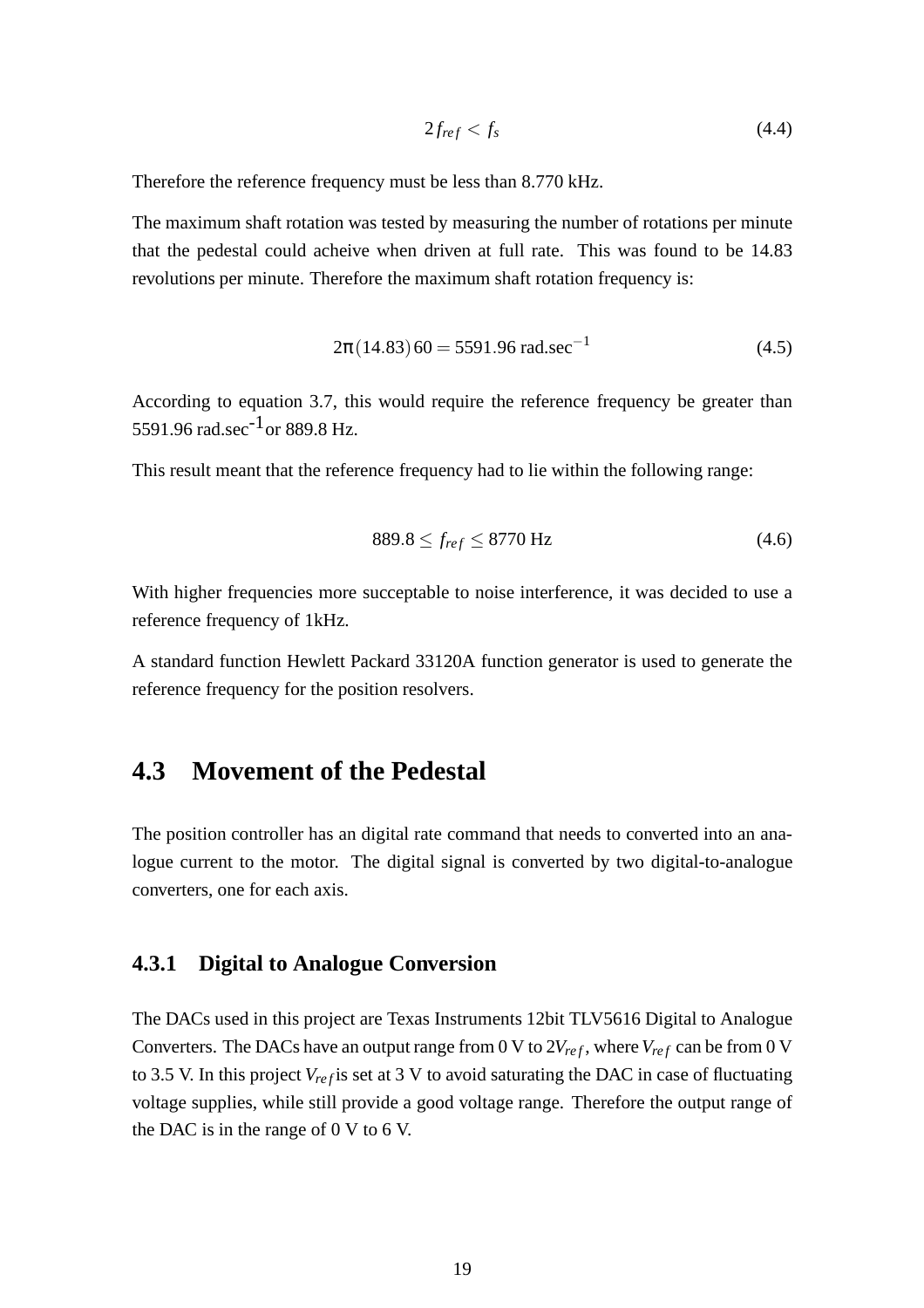$$2f_{ref} < f_s \tag{4.4}$$

Therefore the reference frequency must be less than 8.770 kHz.

The maximum shaft rotation was tested by measuring the number of rotations per minute that the pedestal could acheive when driven at full rate. This was found to be 14.83 revolutions per minute. Therefore the maximum shaft rotation frequency is:

$$2\pi(14.83)\,60 = 5591.96 \text{ rad.sec}^{-1} \tag{4.5}$$

According to equation 3.7, this would require the reference frequency be greater than 5591.96 rad.sec$^{-1}$ or 889.8 Hz.

This result meant that the reference frequency had to lie within the following range:

$$889.8 \leq f_{ref} \leq 8770 \text{ Hz} \tag{4.6}$$

With higher frequencies more succeptable to noise interference, it was decided to use a reference frequency of 1kHz.

A standard function Hewlett Packard 33120A function generator is used to generate the reference frequency for the position resolvers.

## 4.3 Movement of the Pedestal

The position controller has an digital rate command that needs to converted into an analogue current to the motor. The digital signal is converted by two digital-to-analogue converters, one for each axis.

### 4.3.1 Digital to Analogue Conversion

The DACs used in this project are Texas Instruments 12bit TLV5616 Digital to Analogue Converters. The DACs have an output range from 0 V to $2V_{ref}$, where $V_{ref}$ can be from 0 V to 3.5 V. In this project $V_{ref}$ is set at 3 V to avoid saturating the DAC in case of fluctuating voltage supplies, while still provide a good voltage range. Therefore the output range of the DAC is in the range of 0 V to 6 V.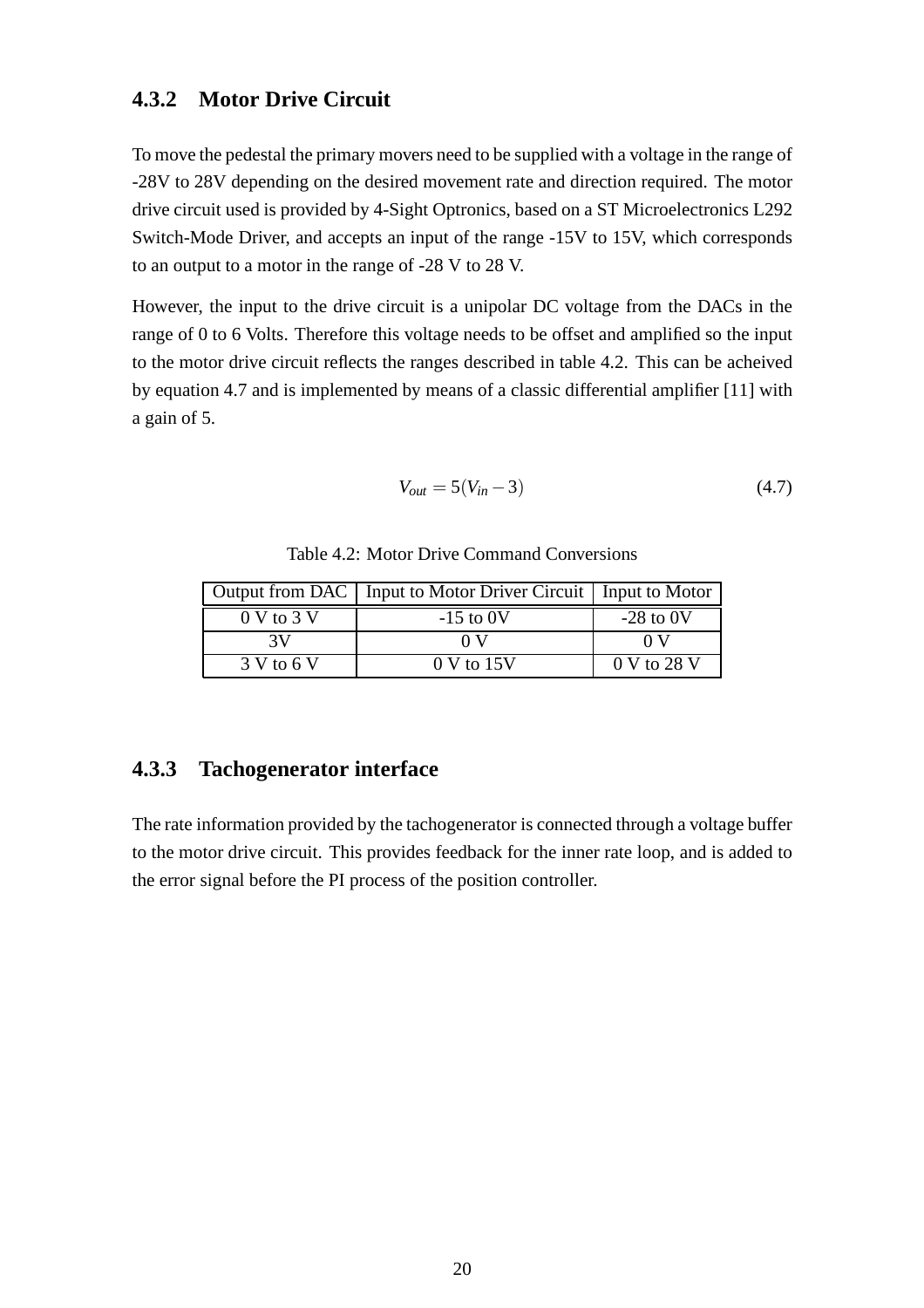### 4.3.2 Motor Drive Circuit

To move the pedestal the primary movers need to be supplied with a voltage in the range of -28V to 28V depending on the desired movement rate and direction required. The motor drive circuit used is provided by 4-Sight Optronics, based on a ST Microelectronics L292 Switch-Mode Driver, and accepts an input of the range -15V to 15V, which corresponds to an output to a motor in the range of -28 V to 28 V.

However, the input to the drive circuit is a unipolar DC voltage from the DACs in the range of 0 to 6 Volts. Therefore this voltage needs to be offset and amplified so the input to the motor drive circuit reflects the ranges described in table 4.2. This can be acheived by equation 4.7 and is implemented by means of a classic differential amplifier [11] with a gain of 5.

$$V_{out} = 5(V_{in} - 3) \tag{4.7}$$

Table 4.2: Motor Drive Command Conversions

| Output from DAC | Input to Motor Driver Circuit | Input to Motor |
|---|---|---|
| 0 V to 3 V | -15 to 0V | -28 to 0V |
| 3V | 0 V | 0 V |
| 3 V to 6 V | 0 V to 15V | 0 V to 28 V |

### 4.3.3 Tachogenerator interface

The rate information provided by the tachogenerator is connected through a voltage buffer to the motor drive circuit. This provides feedback for the inner rate loop, and is added to the error signal before the PI process of the position controller.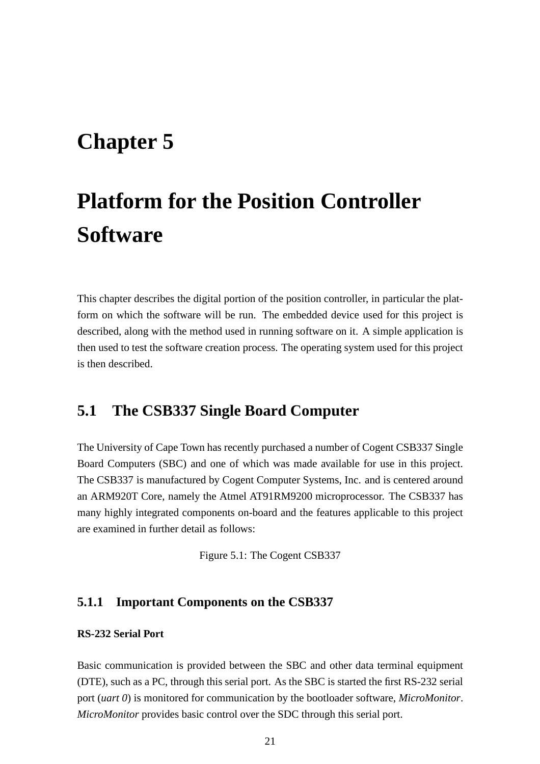# Chapter 5

# Platform for the Position Controller Software

This chapter describes the digital portion of the position controller, in particular the platform on which the software will be run. The embedded device used for this project is described, along with the method used in running software on it. A simple application is then used to test the software creation process. The operating system used for this project is then described.

## 5.1 The CSB337 Single Board Computer

The University of Cape Town has recently purchased a number of Cogent CSB337 Single Board Computers (SBC) and one of which was made available for use in this project. The CSB337 is manufactured by Cogent Computer Systems, Inc. and is centered around an ARM920T Core, namely the Atmel AT91RM9200 microprocessor. The CSB337 has many highly integrated components on-board and the features applicable to this project are examined in further detail as follows:

Figure 5.1: The Cogent CSB337

### 5.1.1 Important Components on the CSB337

**RS-232 Serial Port**

Basic communication is provided between the SBC and other data terminal equipment (DTE), such as a PC, through this serial port. As the SBC is started the first RS-232 serial port (*uart 0*) is monitored for communication by the bootloader software, *MicroMonitor*. *MicroMonitor* provides basic control over the SDC through this serial port.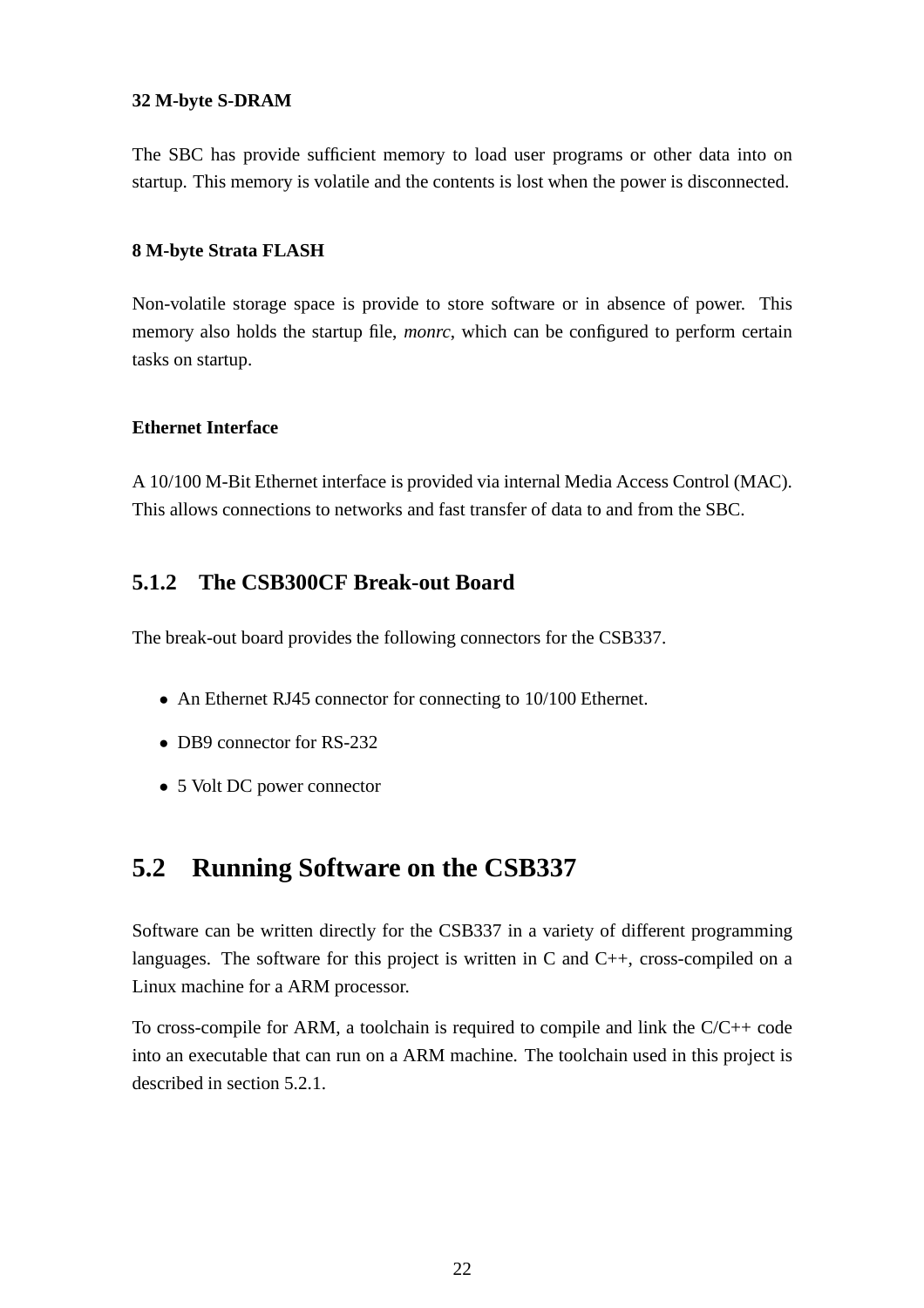**32 M-byte S-DRAM**

The SBC has provide sufficient memory to load user programs or other data into on startup. This memory is volatile and the contents is lost when the power is disconnected.

**8 M-byte Strata FLASH**

Non-volatile storage space is provide to store software or in absence of power. This memory also holds the startup file, *monrc*, which can be configured to perform certain tasks on startup.

**Ethernet Interface**

A 10/100 M-Bit Ethernet interface is provided via internal Media Access Control (MAC). This allows connections to networks and fast transfer of data to and from the SBC.

### 5.1.2 The CSB300CF Break-out Board

The break-out board provides the following connectors for the CSB337.

- An Ethernet RJ45 connector for connecting to 10/100 Ethernet.
- DB9 connector for RS-232
- 5 Volt DC power connector

## 5.2 Running Software on the CSB337

Software can be written directly for the CSB337 in a variety of different programming languages. The software for this project is written in C and C++, cross-compiled on a Linux machine for a ARM processor.

To cross-compile for ARM, a toolchain is required to compile and link the C/C++ code into an executable that can run on a ARM machine. The toolchain used in this project is described in section 5.2.1.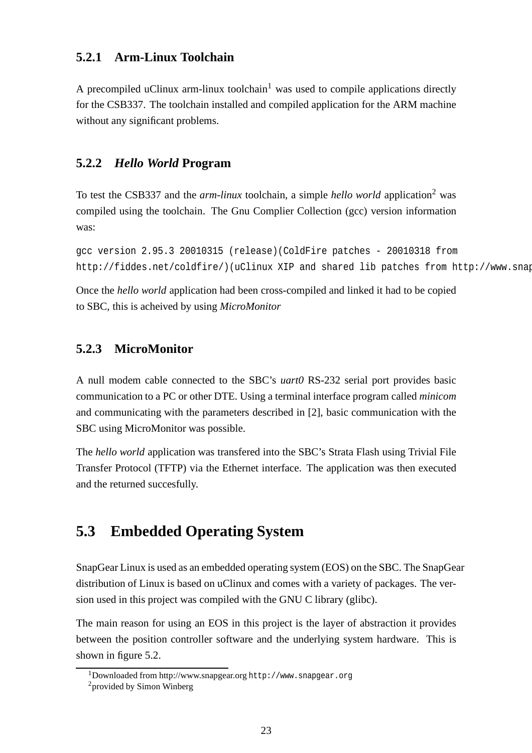### 5.2.1 Arm-Linux Toolchain

A precompiled uClinux arm-linux toolchain[1] was used to compile applications directly for the CSB337. The toolchain installed and compiled application for the ARM machine without any significant problems.

### 5.2.2 *Hello World* Program

To test the CSB337 and the *arm-linux* toolchain, a simple *hello world* application[2] was compiled using the toolchain. The Gnu Complier Collection (gcc) version information was:

```
gcc version 2.95.3 20010315 (release)(ColdFire patches - 20010318 from
http://fiddes.net/coldfire/)(uClinux XIP and shared lib patches from http://www.snap
```

Once the *hello world* application had been cross-compiled and linked it had to be copied to SBC, this is acheived by using *MicroMonitor*

### 5.2.3 MicroMonitor

A null modem cable connected to the SBC's *uart0* RS-232 serial port provides basic communication to a PC or other DTE. Using a terminal interface program called *minicom* and communicating with the parameters described in [2], basic communication with the SBC using MicroMonitor was possible.

The *hello world* application was transfered into the SBC's Strata Flash using Trivial File Transfer Protocol (TFTP) via the Ethernet interface. The application was then executed and the returned succesfully.

## 5.3 Embedded Operating System

SnapGear Linux is used as an embedded operating system (EOS) on the SBC. The SnapGear distribution of Linux is based on uClinux and comes with a variety of packages. The version used in this project was compiled with the GNU C library (glibc).

The main reason for using an EOS in this project is the layer of abstraction it provides between the position controller software and the underlying system hardware. This is shown in figure 5.2.

---

[1] Downloaded from http://www.snapgear.org `http://www.snapgear.org`

[2] provided by Simon Winberg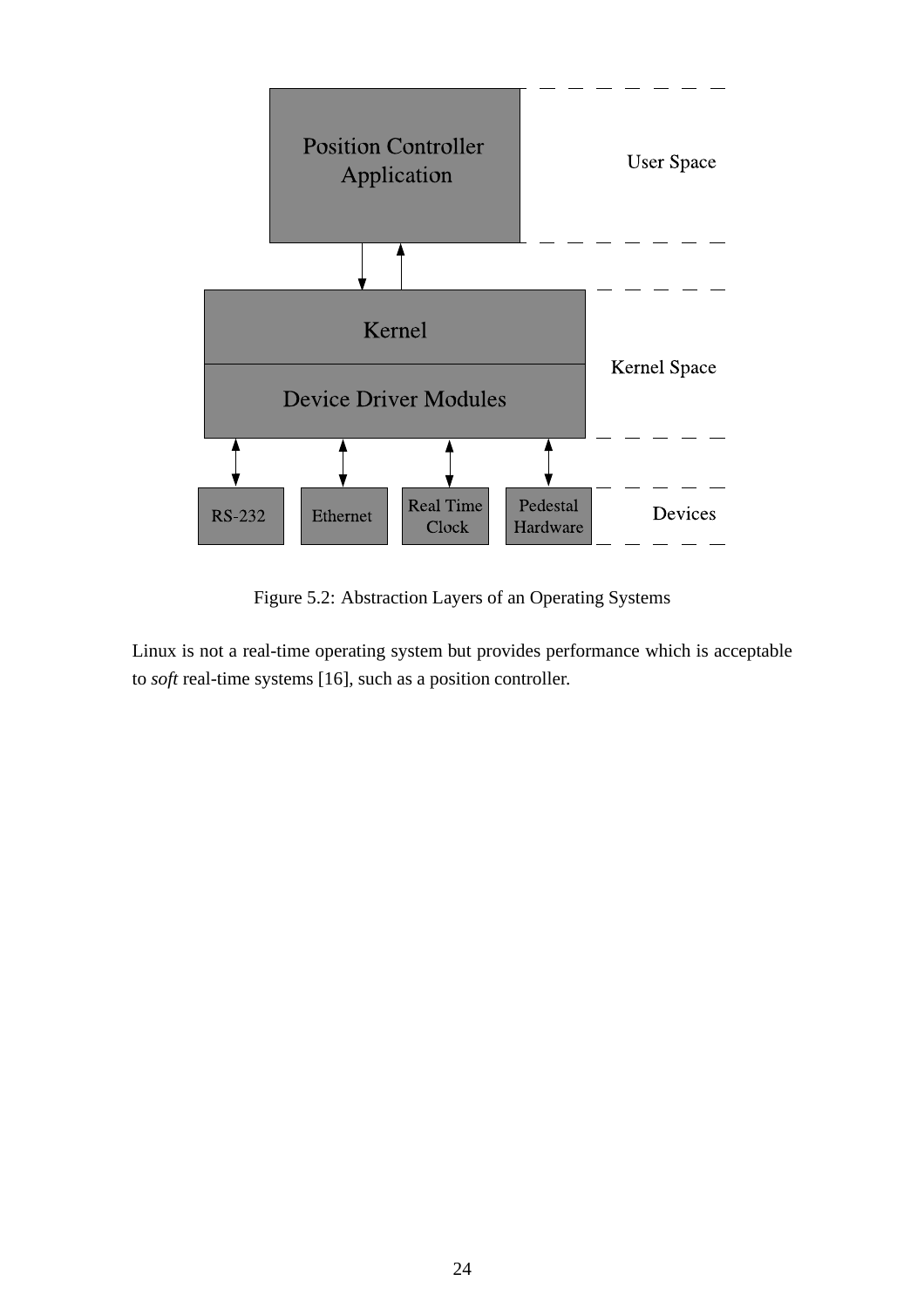Figure 5.2: Abstraction Layers of an Operating Systems

Linux is not a real-time operating system but provides performance which is acceptable to *soft* real-time systems [16], such as a position controller.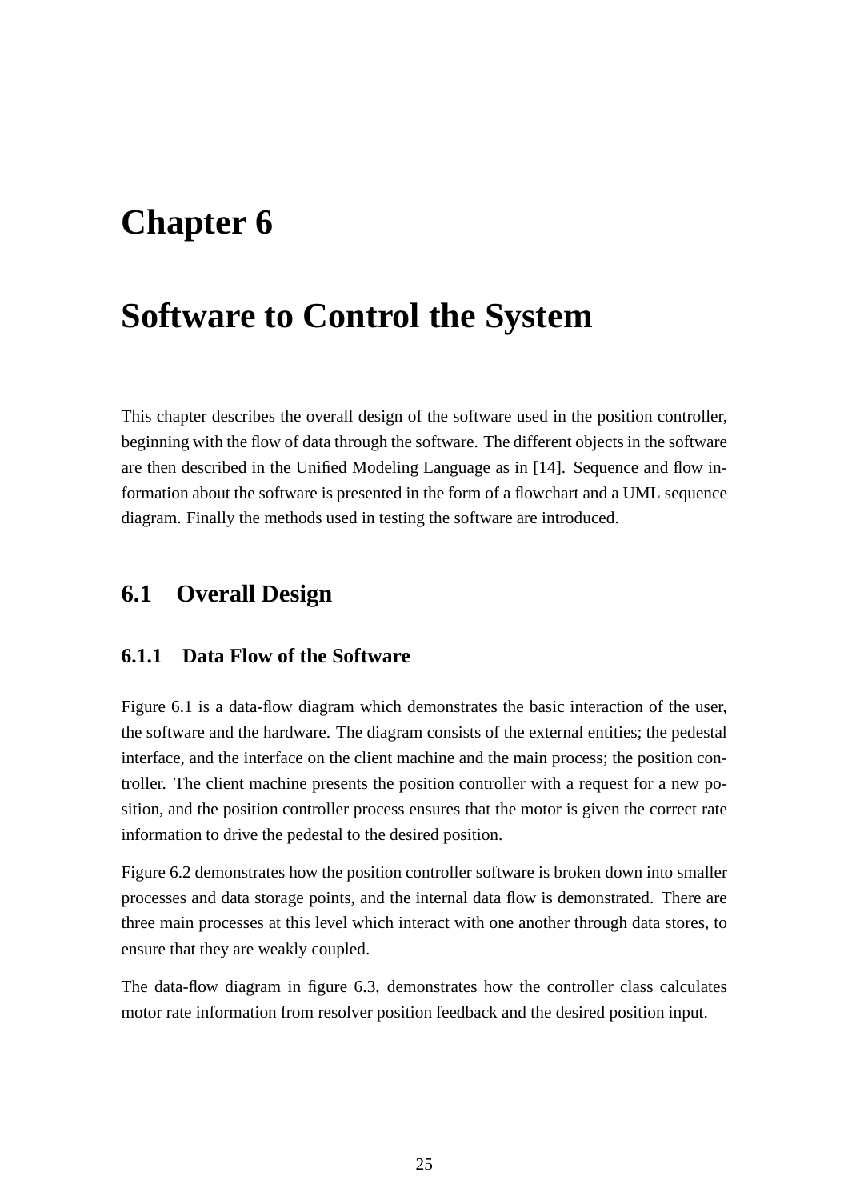# Chapter 6

# Software to Control the System

This chapter describes the overall design of the software used in the position controller, beginning with the flow of data through the software. The different objects in the software are then described in the Unified Modeling Language as in [14]. Sequence and flow information about the software is presented in the form of a flowchart and a UML sequence diagram. Finally the methods used in testing the software are introduced.

## 6.1 Overall Design

### 6.1.1 Data Flow of the Software

Figure 6.1 is a data-flow diagram which demonstrates the basic interaction of the user, the software and the hardware. The diagram consists of the external entities; the pedestal interface, and the interface on the client machine and the main process; the position controller. The client machine presents the position controller with a request for a new position, and the position controller process ensures that the motor is given the correct rate information to drive the pedestal to the desired position.

Figure 6.2 demonstrates how the position controller software is broken down into smaller processes and data storage points, and the internal data flow is demonstrated. There are three main processes at this level which interact with one another through data stores, to ensure that they are weakly coupled.

The data-flow diagram in figure 6.3, demonstrates how the controller class calculates motor rate information from resolver position feedback and the desired position input.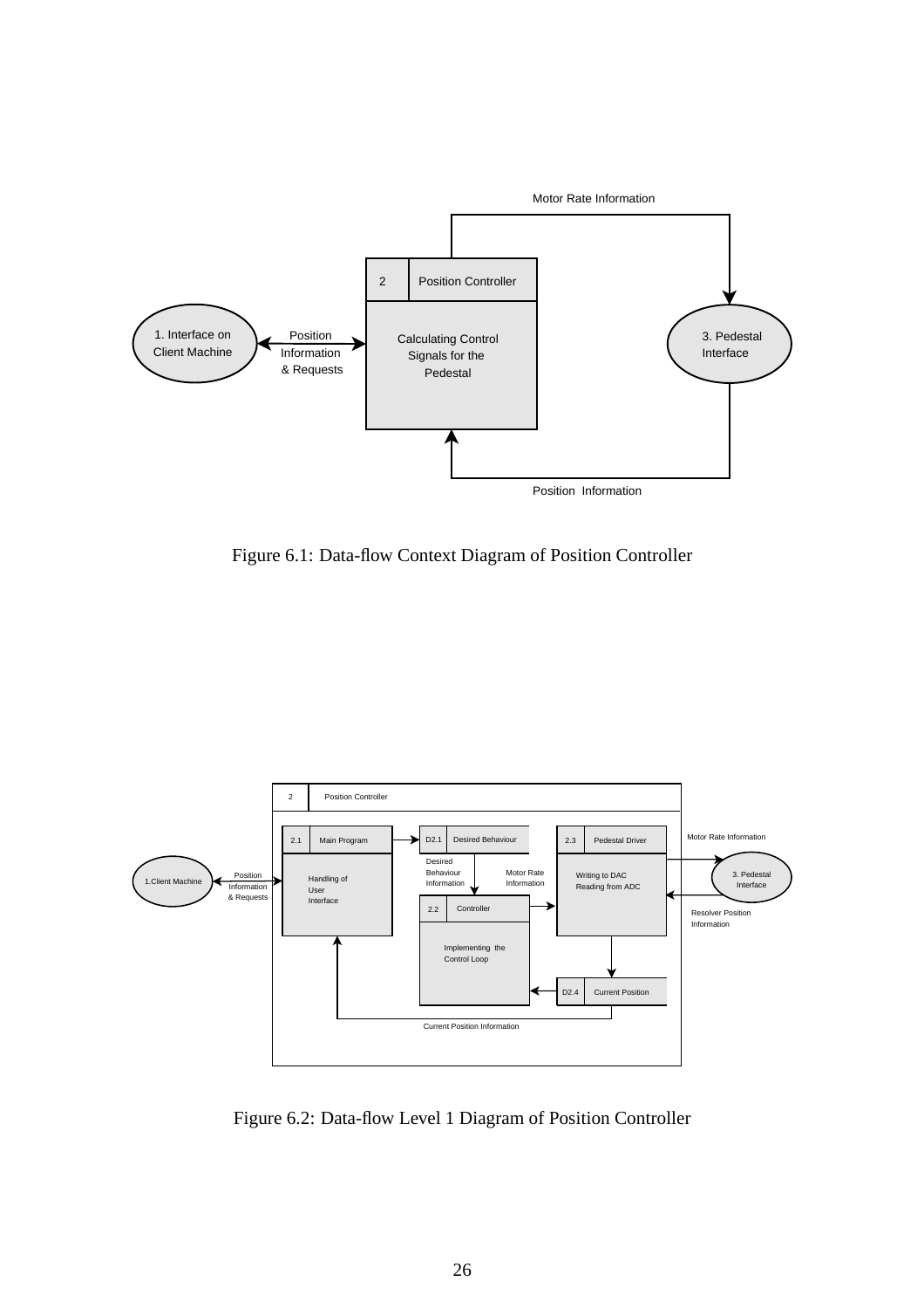Figure 6.1: Data-flow Context Diagram of Position Controller

Figure 6.2: Data-flow Level 1 Diagram of Position Controller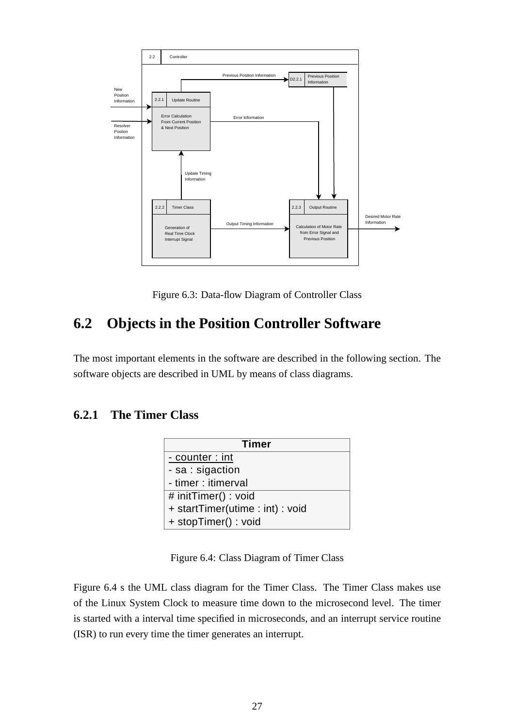Figure 6.3: Data-flow Diagram of Controller Class

## 6.2 Objects in the Position Controller Software

The most important elements in the software are described in the following section. The software objects are described in UML by means of class diagrams.

### 6.2.1 The Timer Class

| Timer |
|---|
| - counter : int<br>- sa : sigaction<br>- timer : itimerval |
| # initTimer() : void<br>+ startTimer(utime : int) : void<br>+ stopTimer() : void |

Figure 6.4: Class Diagram of Timer Class

Figure 6.4 s the UML class diagram for the Timer Class. The Timer Class makes use of the Linux System Clock to measure time down to the microsecond level. The timer is started with a interval time specified in microseconds, and an interrupt service routine (ISR) to run every time the timer generates an interrupt.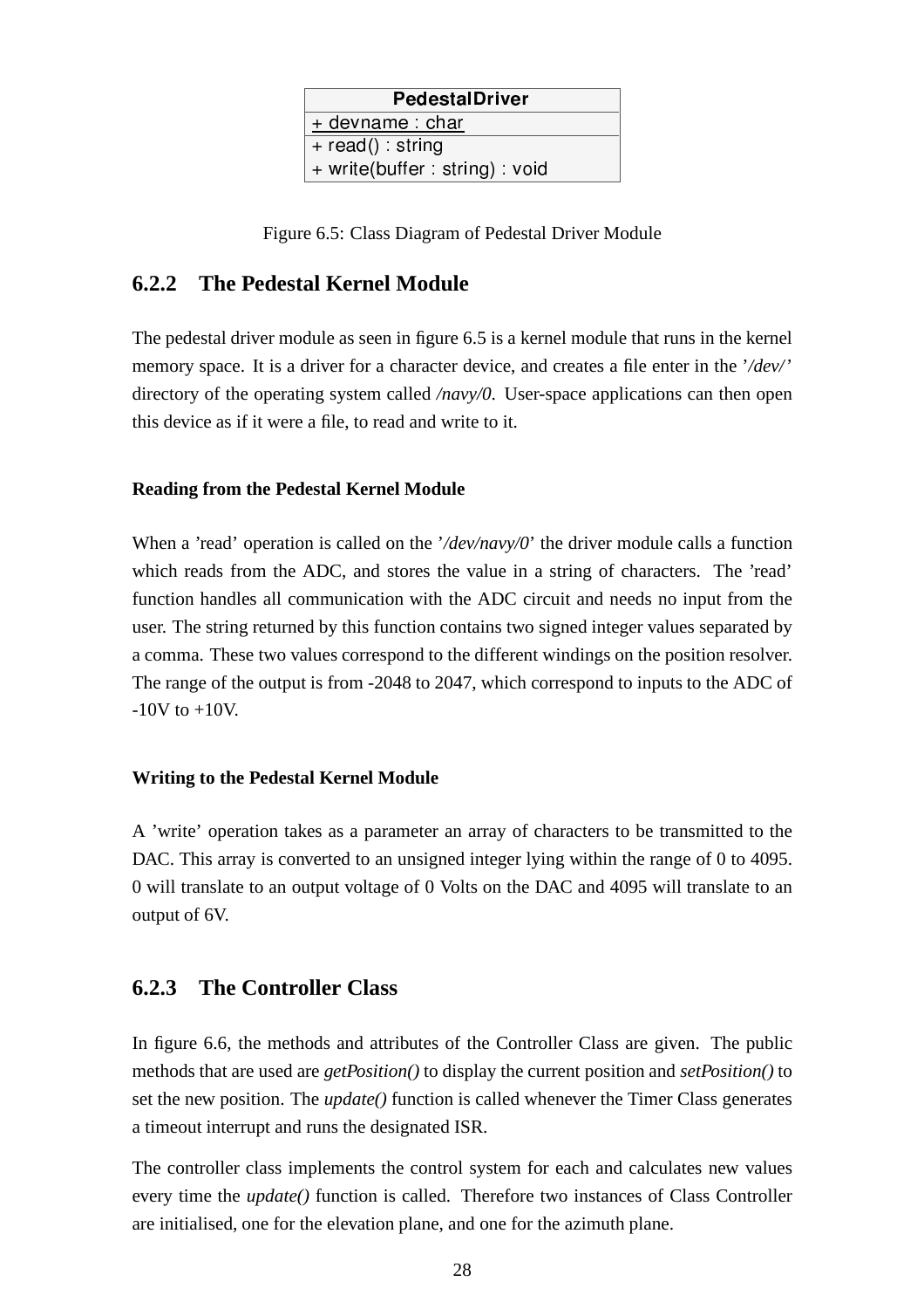| PedestalDriver |
| --- |
| + devname : char |
| + read() : string<br>+ write(buffer : string) : void |

Figure 6.5: Class Diagram of Pedestal Driver Module

### 6.2.2 The Pedestal Kernel Module

The pedestal driver module as seen in figure 6.5 is a kernel module that runs in the kernel memory space. It is a driver for a character device, and creates a file enter in the '*/dev/*' directory of the operating system called */navy/0*. User-space applications can then open this device as if it were a file, to read and write to it.

#### Reading from the Pedestal Kernel Module

When a 'read' operation is called on the '*/dev/navy/0*' the driver module calls a function which reads from the ADC, and stores the value in a string of characters. The 'read' function handles all communication with the ADC circuit and needs no input from the user. The string returned by this function contains two signed integer values separated by a comma. These two values correspond to the different windings on the position resolver. The range of the output is from -2048 to 2047, which correspond to inputs to the ADC of -10V to +10V.

#### Writing to the Pedestal Kernel Module

A 'write' operation takes as a parameter an array of characters to be transmitted to the DAC. This array is converted to an unsigned integer lying within the range of 0 to 4095. 0 will translate to an output voltage of 0 Volts on the DAC and 4095 will translate to an output of 6V.

### 6.2.3 The Controller Class

In figure 6.6, the methods and attributes of the Controller Class are given. The public methods that are used are *getPosition()* to display the current position and *setPosition()* to set the new position. The *update()* function is called whenever the Timer Class generates a timeout interrupt and runs the designated ISR.

The controller class implements the control system for each and calculates new values every time the *update()* function is called. Therefore two instances of Class Controller are initialised, one for the elevation plane, and one for the azimuth plane.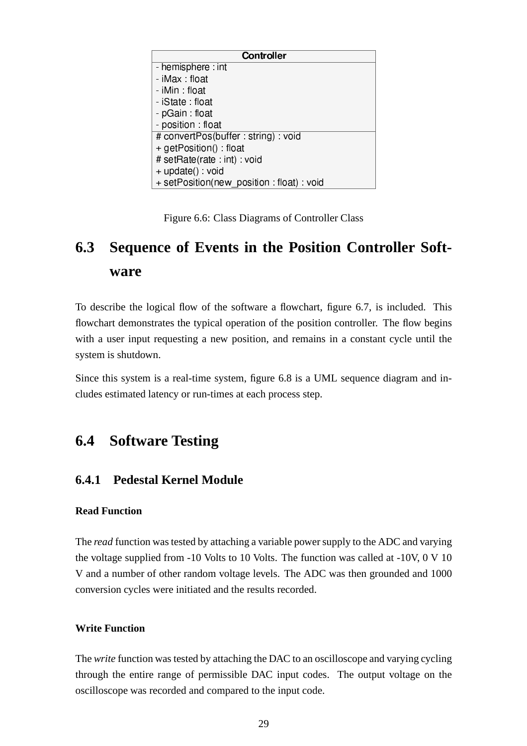| Controller |
| --- |
| - hemisphere : int<br>- iMax : float<br>- iMin : float<br>- iState : float<br>- pGain : float<br>- position : float |
| # convertPos(buffer : string) : void<br>+ getPosition() : float<br># setRate(rate : int) : void<br>+ update() : void<br>+ setPosition(new_position : float) : void |

Figure 6.6: Class Diagrams of Controller Class

## 6.3 Sequence of Events in the Position Controller Software

To describe the logical flow of the software a flowchart, figure 6.7, is included. This flowchart demonstrates the typical operation of the position controller. The flow begins with a user input requesting a new position, and remains in a constant cycle until the system is shutdown.

Since this system is a real-time system, figure 6.8 is a UML sequence diagram and includes estimated latency or run-times at each process step.

## 6.4 Software Testing

### 6.4.1 Pedestal Kernel Module

#### Read Function

The *read* function was tested by attaching a variable power supply to the ADC and varying the voltage supplied from -10 Volts to 10 Volts. The function was called at -10V, 0 V 10 V and a number of other random voltage levels. The ADC was then grounded and 1000 conversion cycles were initiated and the results recorded.

#### Write Function

The *write* function was tested by attaching the DAC to an oscilloscope and varying cycling through the entire range of permissible DAC input codes. The output voltage on the oscilloscope was recorded and compared to the input code.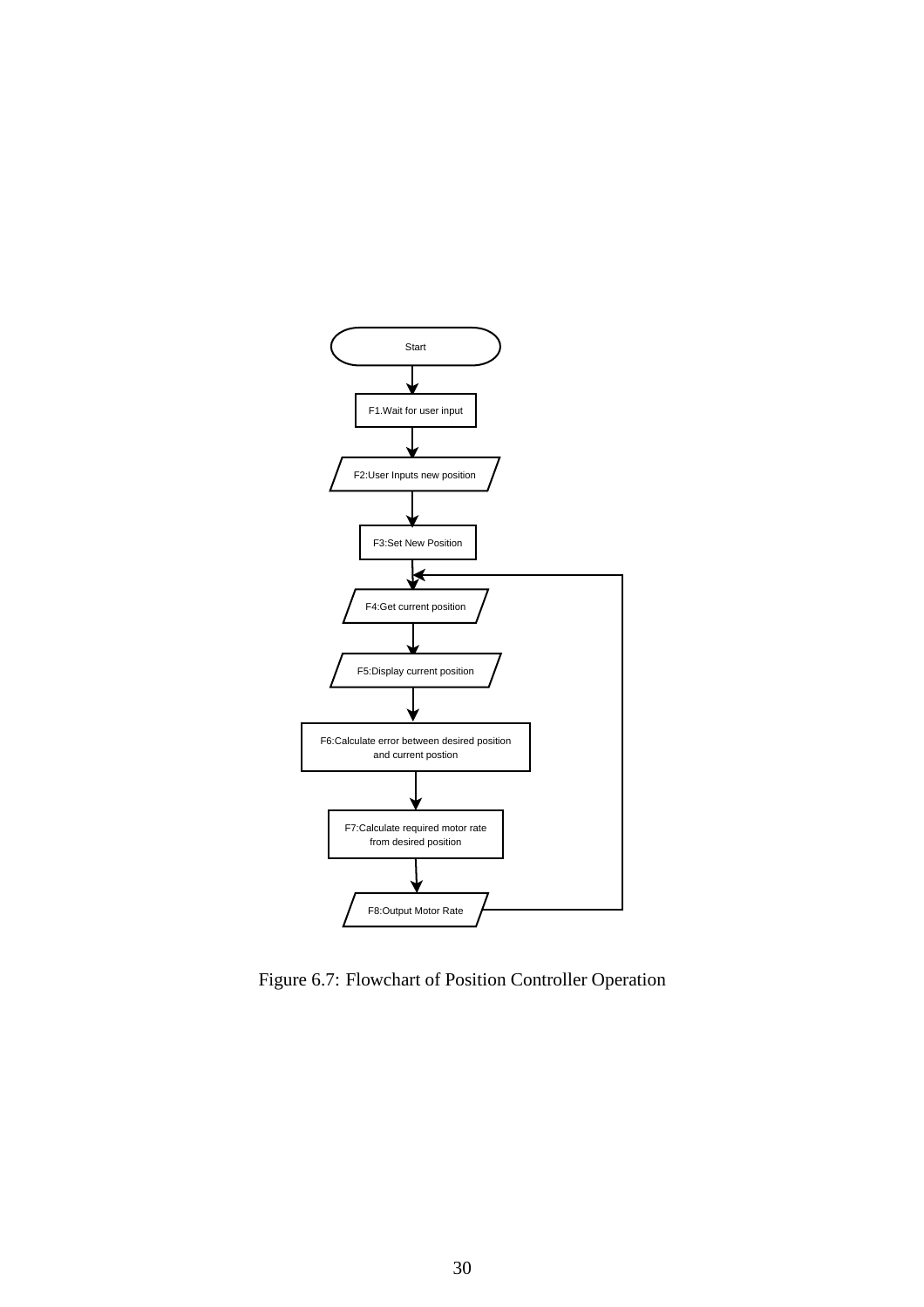Start

F1.Wait for user input

F2:User Inputs new position

F3:Set New Position

F4:Get current position

F5:Display current position

F6:Calculate error between desired position and current postion

F7:Calculate required motor rate from desired position

F8:Output Motor Rate

Figure 6.7: Flowchart of Position Controller Operation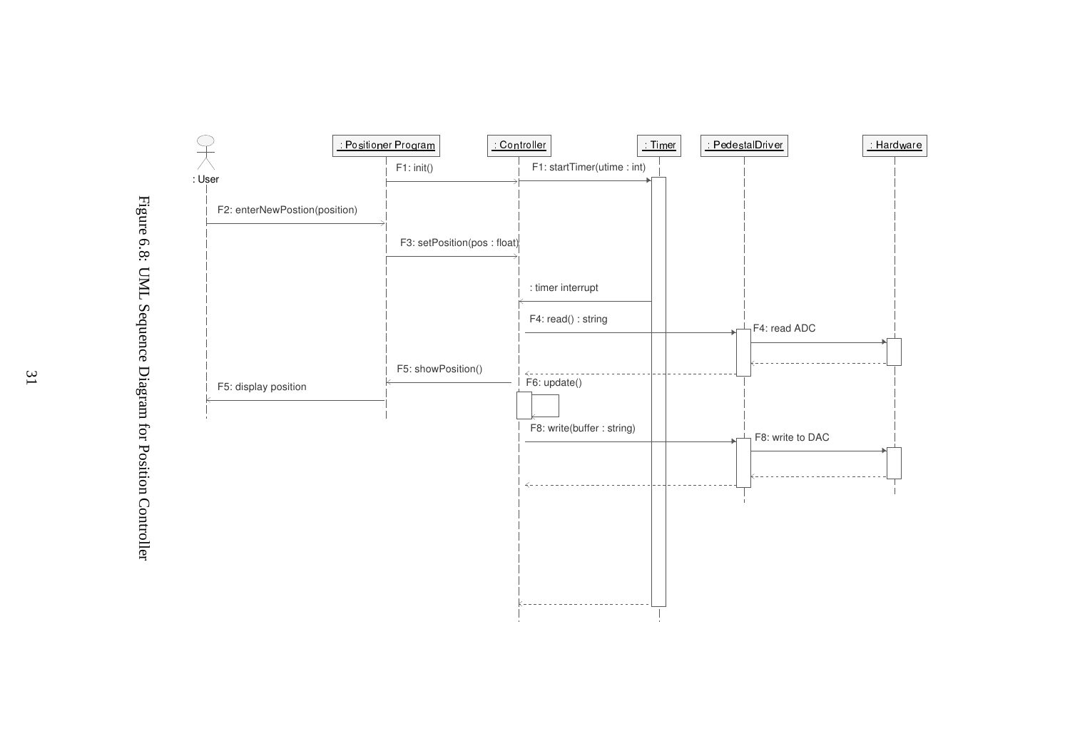: User

: Positioner Program

: Controller

: Timer

: PedestalDriver

: Hardware

F1: init()

F1: startTimer(utime : int)

F2: enterNewPostion(position)

F3: setPosition(pos : float)

: timer interrupt

F4: read() : string

F4: read ADC

F5: showPosition()

F6: update()

F5: display position

F8: write(buffer : string)

F8: write to DAC

Figure 6.8: UML Sequence Diagram for Position Controller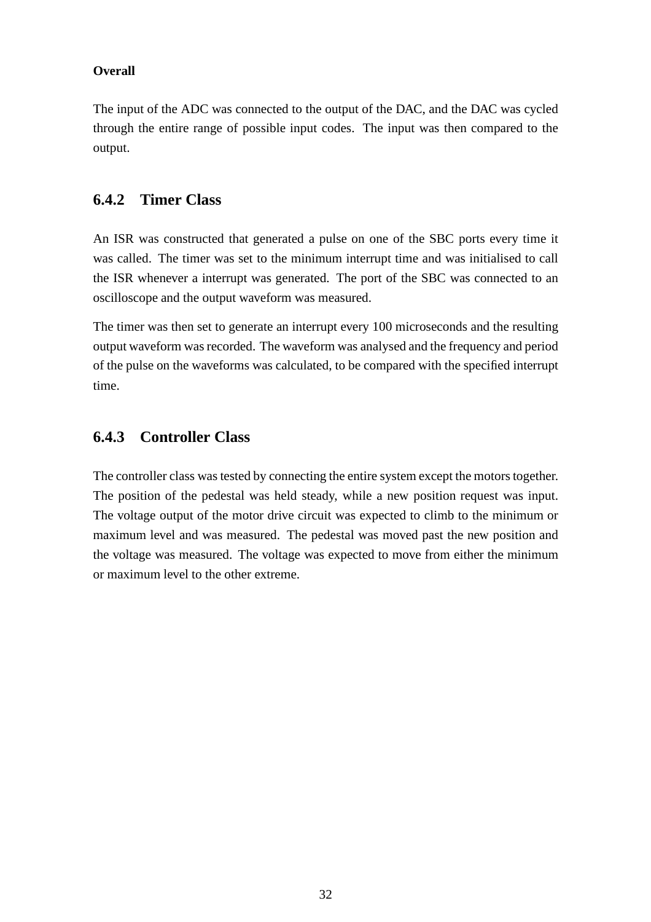**Overall**

The input of the ADC was connected to the output of the DAC, and the DAC was cycled through the entire range of possible input codes. The input was then compared to the output.

### 6.4.2 Timer Class

An ISR was constructed that generated a pulse on one of the SBC ports every time it was called. The timer was set to the minimum interrupt time and was initialised to call the ISR whenever a interrupt was generated. The port of the SBC was connected to an oscilloscope and the output waveform was measured.

The timer was then set to generate an interrupt every 100 microseconds and the resulting output waveform was recorded. The waveform was analysed and the frequency and period of the pulse on the waveforms was calculated, to be compared with the specified interrupt time.

### 6.4.3 Controller Class

The controller class was tested by connecting the entire system except the motors together. The position of the pedestal was held steady, while a new position request was input. The voltage output of the motor drive circuit was expected to climb to the minimum or maximum level and was measured. The pedestal was moved past the new position and the voltage was measured. The voltage was expected to move from either the minimum or maximum level to the other extreme.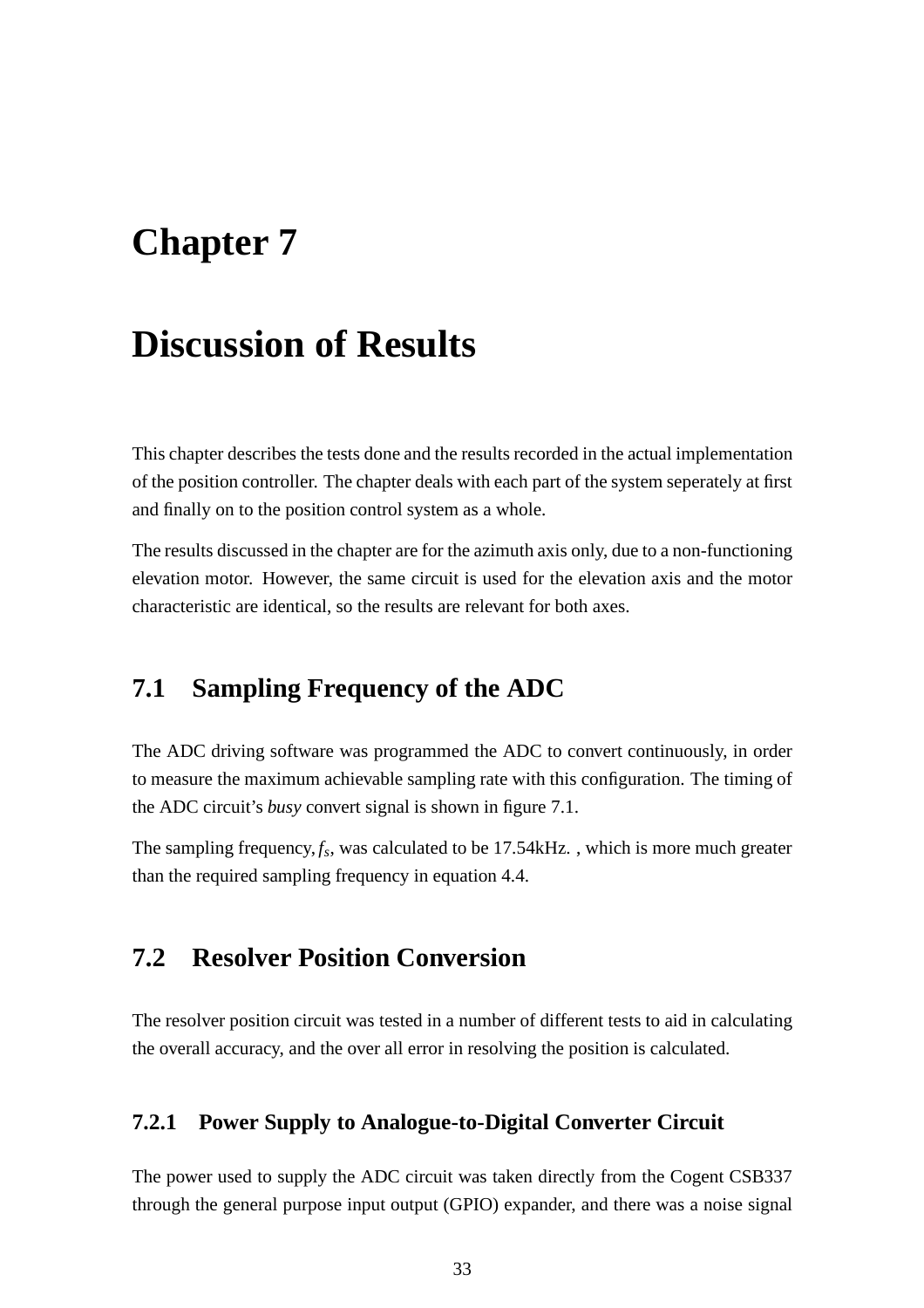# Chapter 7

# Discussion of Results

This chapter describes the tests done and the results recorded in the actual implementation of the position controller. The chapter deals with each part of the system seperately at first and finally on to the position control system as a whole.

The results discussed in the chapter are for the azimuth axis only, due to a non-functioning elevation motor. However, the same circuit is used for the elevation axis and the motor characteristic are identical, so the results are relevant for both axes.

## 7.1 Sampling Frequency of the ADC

The ADC driving software was programmed the ADC to convert continuously, in order to measure the maximum achievable sampling rate with this configuration. The timing of the ADC circuit's *busy* convert signal is shown in figure 7.1.

The sampling frequency, $f_s$, was calculated to be 17.54kHz. , which is more much greater than the required sampling frequency in equation 4.4.

## 7.2 Resolver Position Conversion

The resolver position circuit was tested in a number of different tests to aid in calculating the overall accuracy, and the over all error in resolving the position is calculated.

### 7.2.1 Power Supply to Analogue-to-Digital Converter Circuit

The power used to supply the ADC circuit was taken directly from the Cogent CSB337 through the general purpose input output (GPIO) expander, and there was a noise signal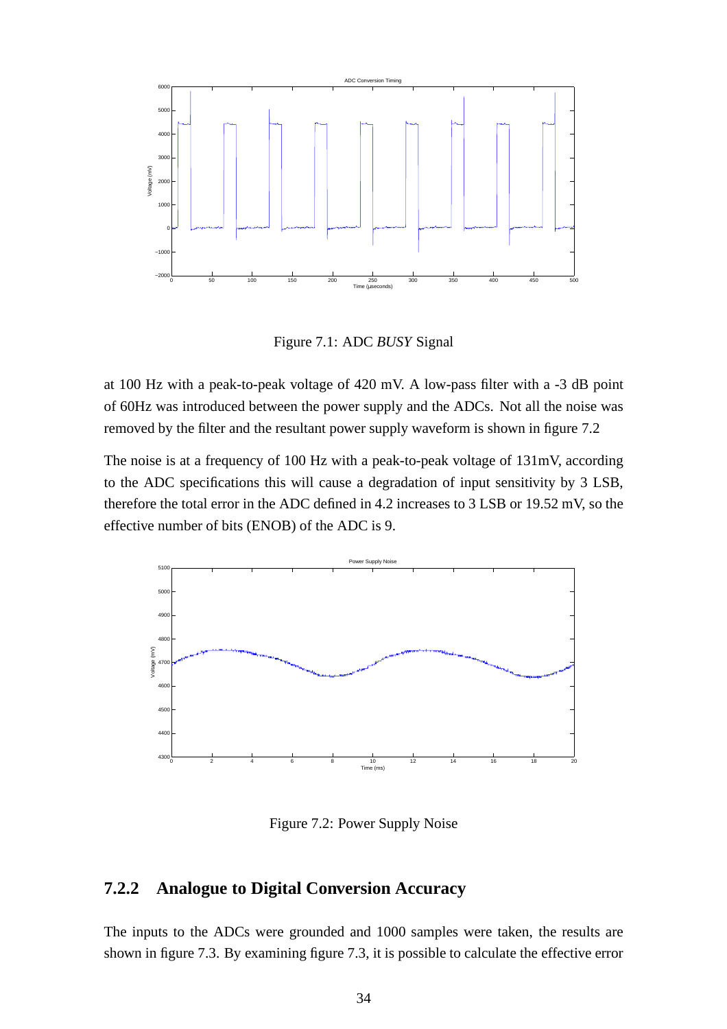Figure 7.1: ADC *BUSY* Signal

at 100 Hz with a peak-to-peak voltage of 420 mV. A low-pass filter with a -3 dB point of 60Hz was introduced between the power supply and the ADCs. Not all the noise was removed by the filter and the resultant power supply waveform is shown in figure 7.2

The noise is at a frequency of 100 Hz with a peak-to-peak voltage of 131mV, according to the ADC specifications this will cause a degradation of input sensitivity by 3 LSB, therefore the total error in the ADC defined in 4.2 increases to 3 LSB or 19.52 mV, so the effective number of bits (ENOB) of the ADC is 9.

Figure 7.2: Power Supply Noise

### 7.2.2 Analogue to Digital Conversion Accuracy

The inputs to the ADCs were grounded and 1000 samples were taken, the results are shown in figure 7.3. By examining figure 7.3, it is possible to calculate the effective error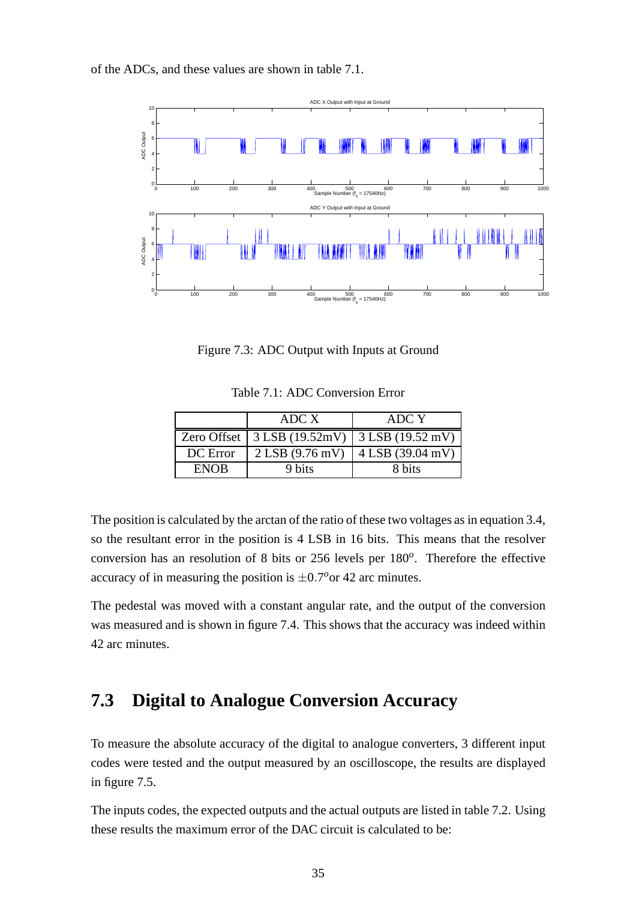of the ADCs, and these values are shown in table 7.1.

Figure 7.3: ADC Output with Inputs at Ground

Table 7.1: ADC Conversion Error

| | ADC X | ADC Y |
|---|---|---|
| Zero Offset | 3 LSB (19.52mV) | 3 LSB (19.52 mV) |
| DC Error | 2 LSB (9.76 mV) | 4 LSB (39.04 mV) |
| ENOB | 9 bits | 8 bits |

The position is calculated by the arctan of the ratio of these two voltages as in equation 3.4, so the resultant error in the position is 4 LSB in 16 bits. This means that the resolver conversion has an resolution of 8 bits or 256 levels per $180^o$. Therefore the effective accuracy of in measuring the position is $\pm 0.7^o$or 42 arc minutes.

The pedestal was moved with a constant angular rate, and the output of the conversion was measured and is shown in figure 7.4. This shows that the accuracy was indeed within 42 arc minutes.

## 7.3 Digital to Analogue Conversion Accuracy

To measure the absolute accuracy of the digital to analogue converters, 3 different input codes were tested and the output measured by an oscilloscope, the results are displayed in figure 7.5.

The inputs codes, the expected outputs and the actual outputs are listed in table 7.2. Using these results the maximum error of the DAC circuit is calculated to be: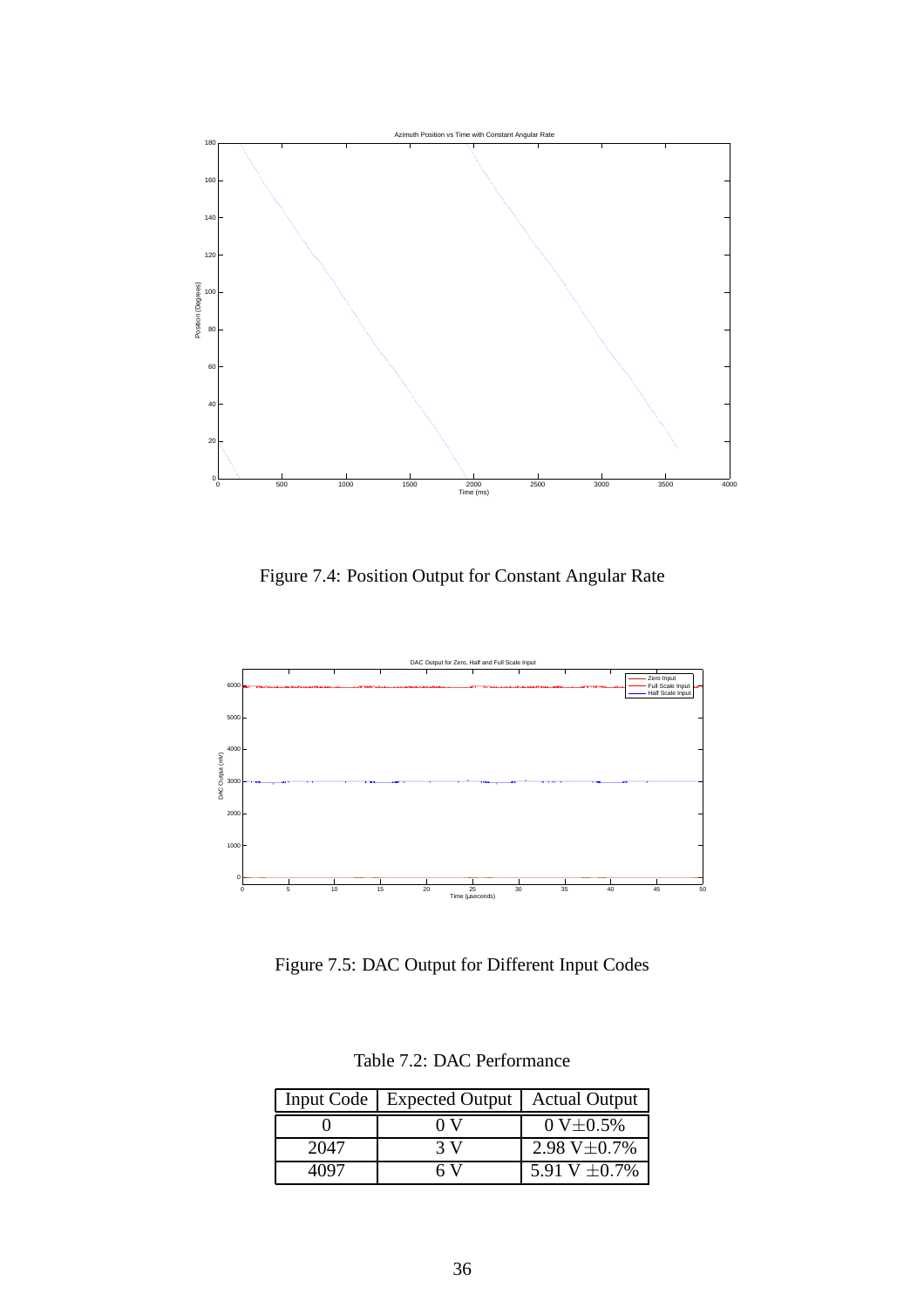Figure 7.4: Position Output for Constant Angular Rate

Figure 7.5: DAC Output for Different Input Codes

Table 7.2: DAC Performance

| Input Code | Expected Output | Actual Output |
|---|---|---|
| 0 | 0 V | 0 V$\pm$0.5% |
| 2047 | 3 V | 2.98 V$\pm$0.7% |
| 4097 | 6 V | 5.91 V $\pm$0.7% |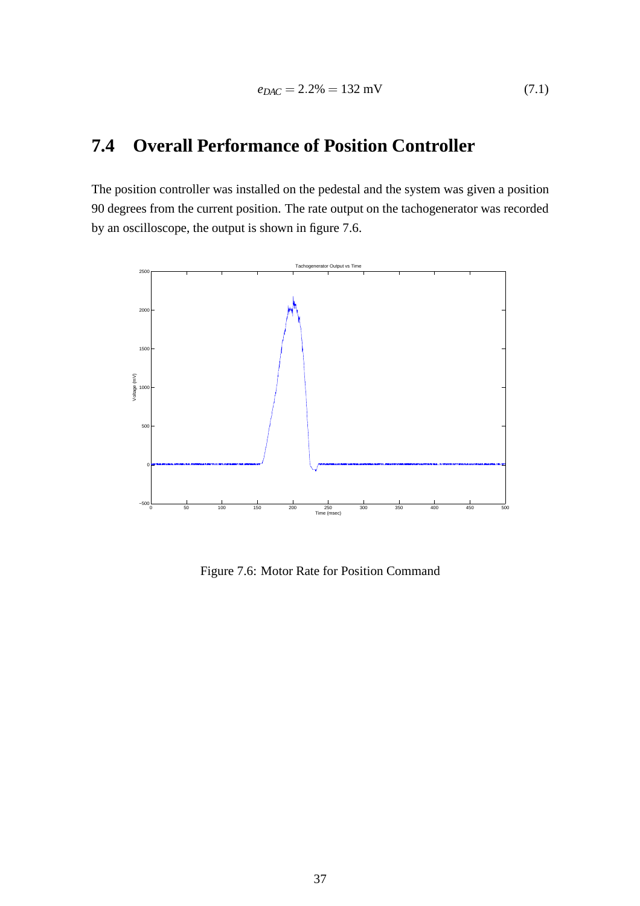$$e_{DAC} = 2.2\% = 132 \text{ mV} \tag{7.1}$$

## 7.4 Overall Performance of Position Controller

The position controller was installed on the pedestal and the system was given a position 90 degrees from the current position. The rate output on the tachogenerator was recorded by an oscilloscope, the output is shown in figure 7.6.

Figure 7.6: Motor Rate for Position Command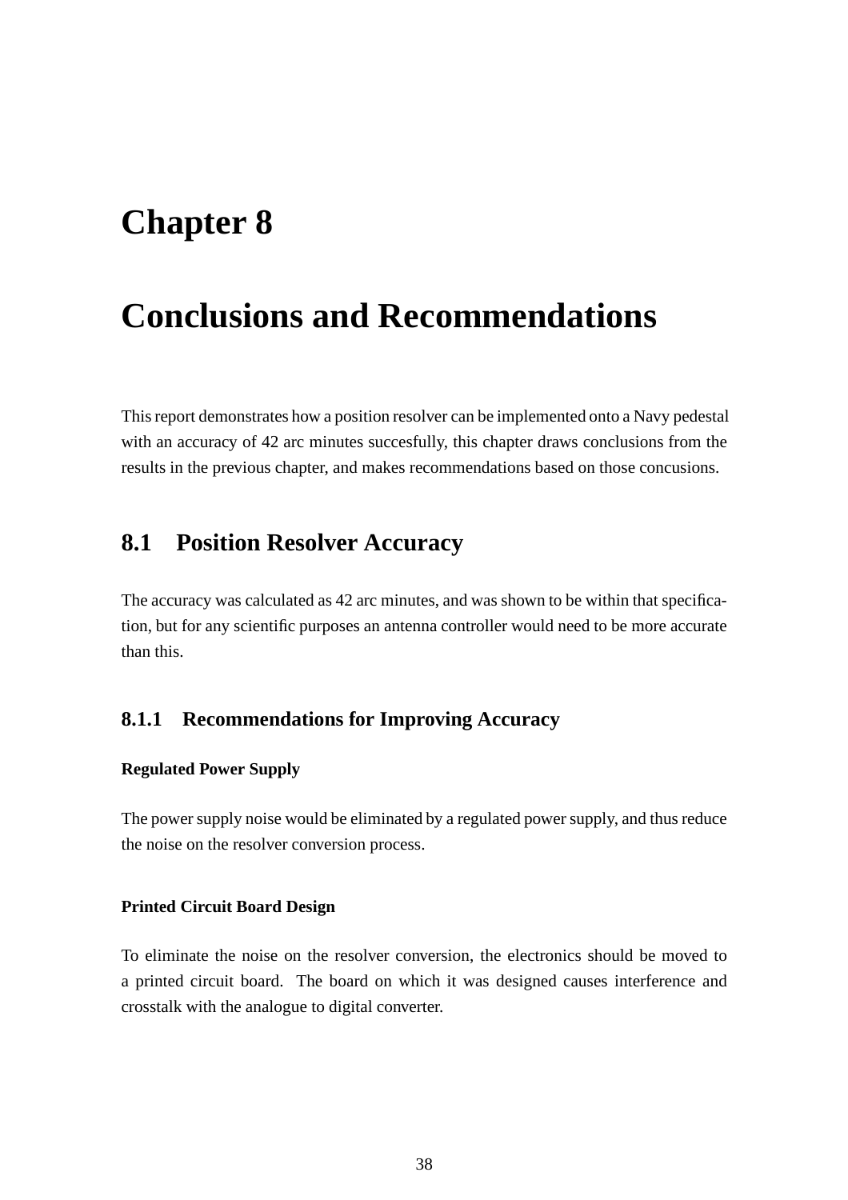# Chapter 8

# Conclusions and Recommendations

This report demonstrates how a position resolver can be implemented onto a Navy pedestal with an accuracy of 42 arc minutes succesfully, this chapter draws conclusions from the results in the previous chapter, and makes recommendations based on those concusions.

## 8.1 Position Resolver Accuracy

The accuracy was calculated as 42 arc minutes, and was shown to be within that specification, but for any scientific purposes an antenna controller would need to be more accurate than this.

### 8.1.1 Recommendations for Improving Accuracy

#### Regulated Power Supply

The power supply noise would be eliminated by a regulated power supply, and thus reduce the noise on the resolver conversion process.

#### Printed Circuit Board Design

To eliminate the noise on the resolver conversion, the electronics should be moved to a printed circuit board. The board on which it was designed causes interference and crosstalk with the analogue to digital converter.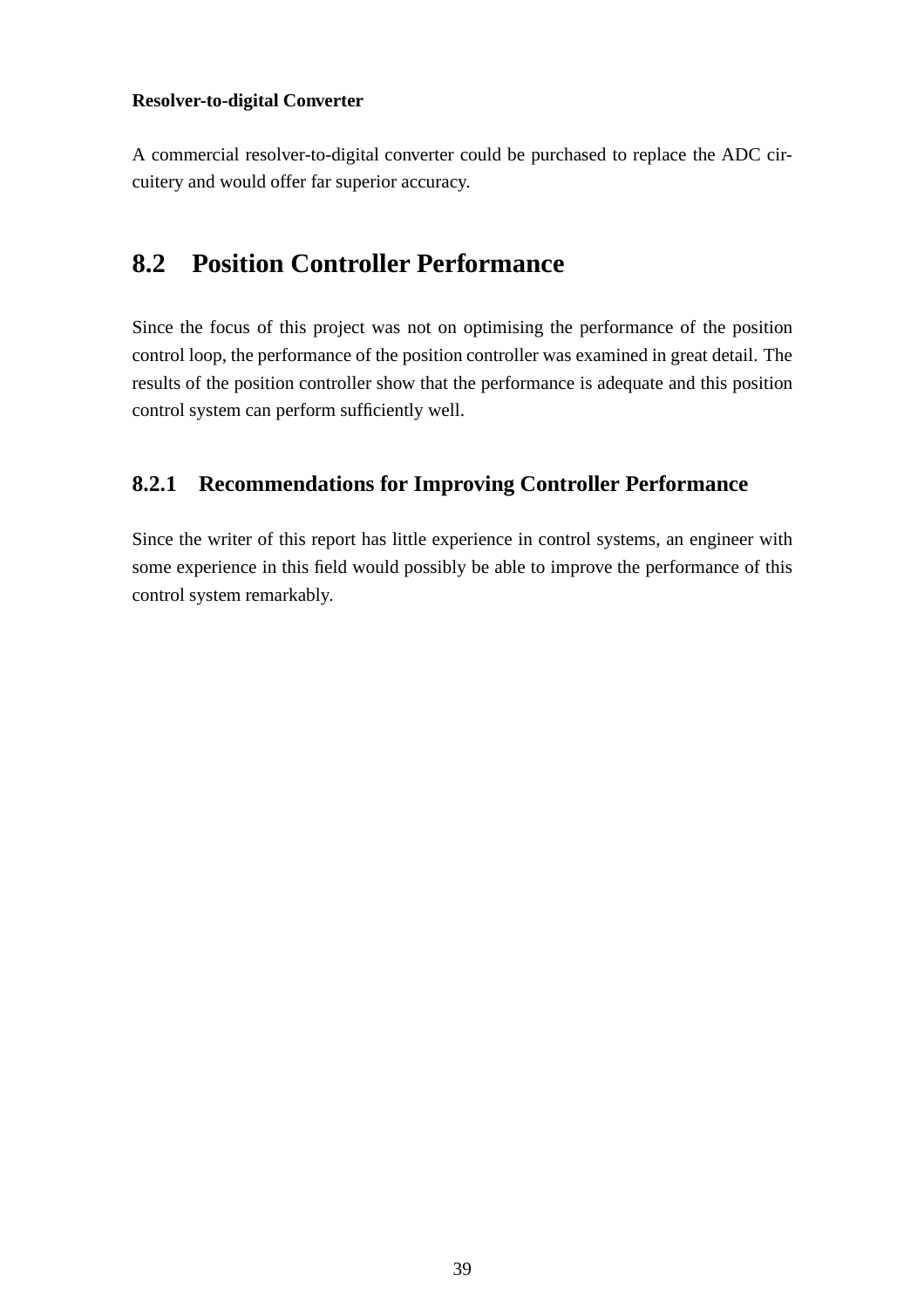**Resolver-to-digital Converter**

A commercial resolver-to-digital converter could be purchased to replace the ADC circuitery and would offer far superior accuracy.

## 8.2 Position Controller Performance

Since the focus of this project was not on optimising the performance of the position control loop, the performance of the position controller was examined in great detail. The results of the position controller show that the performance is adequate and this position control system can perform sufficiently well.

### 8.2.1 Recommendations for Improving Controller Performance

Since the writer of this report has little experience in control systems, an engineer with some experience in this field would possibly be able to improve the performance of this control system remarkably.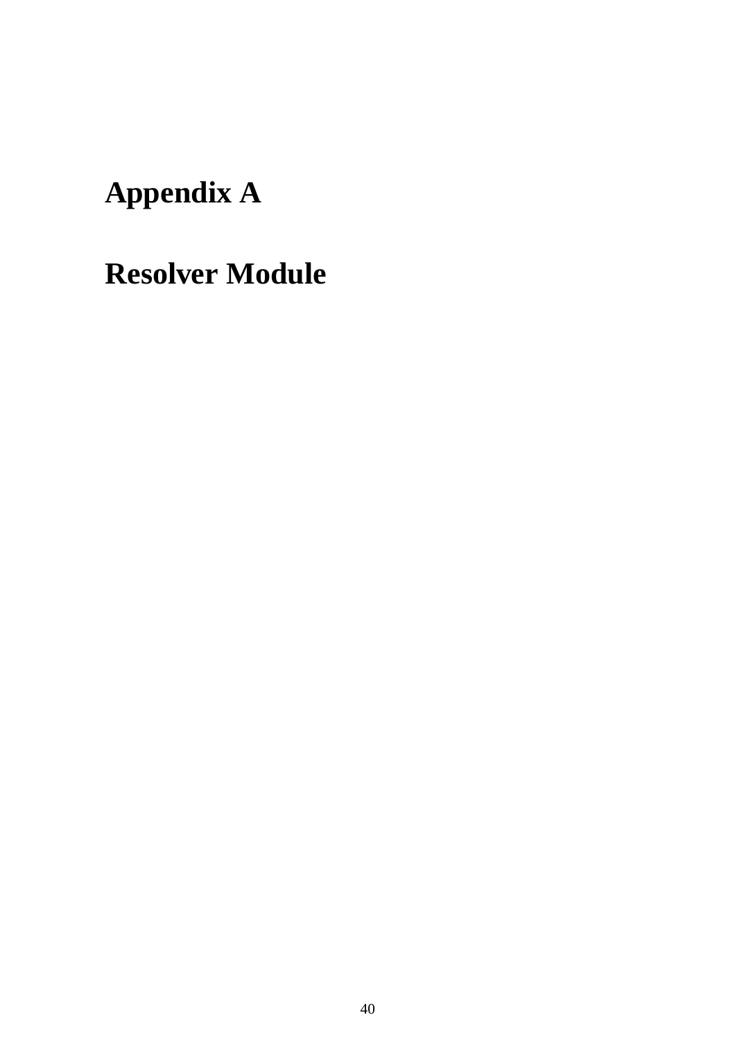# Appendix A

# Resolver Module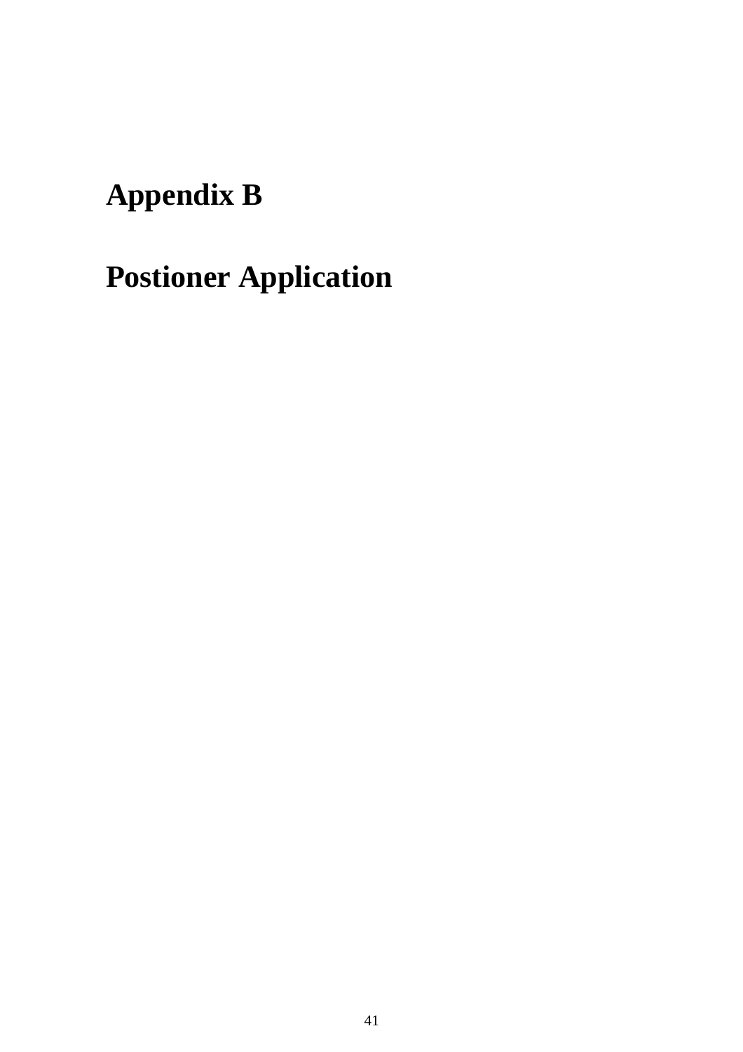# Appendix B

# Postioner Application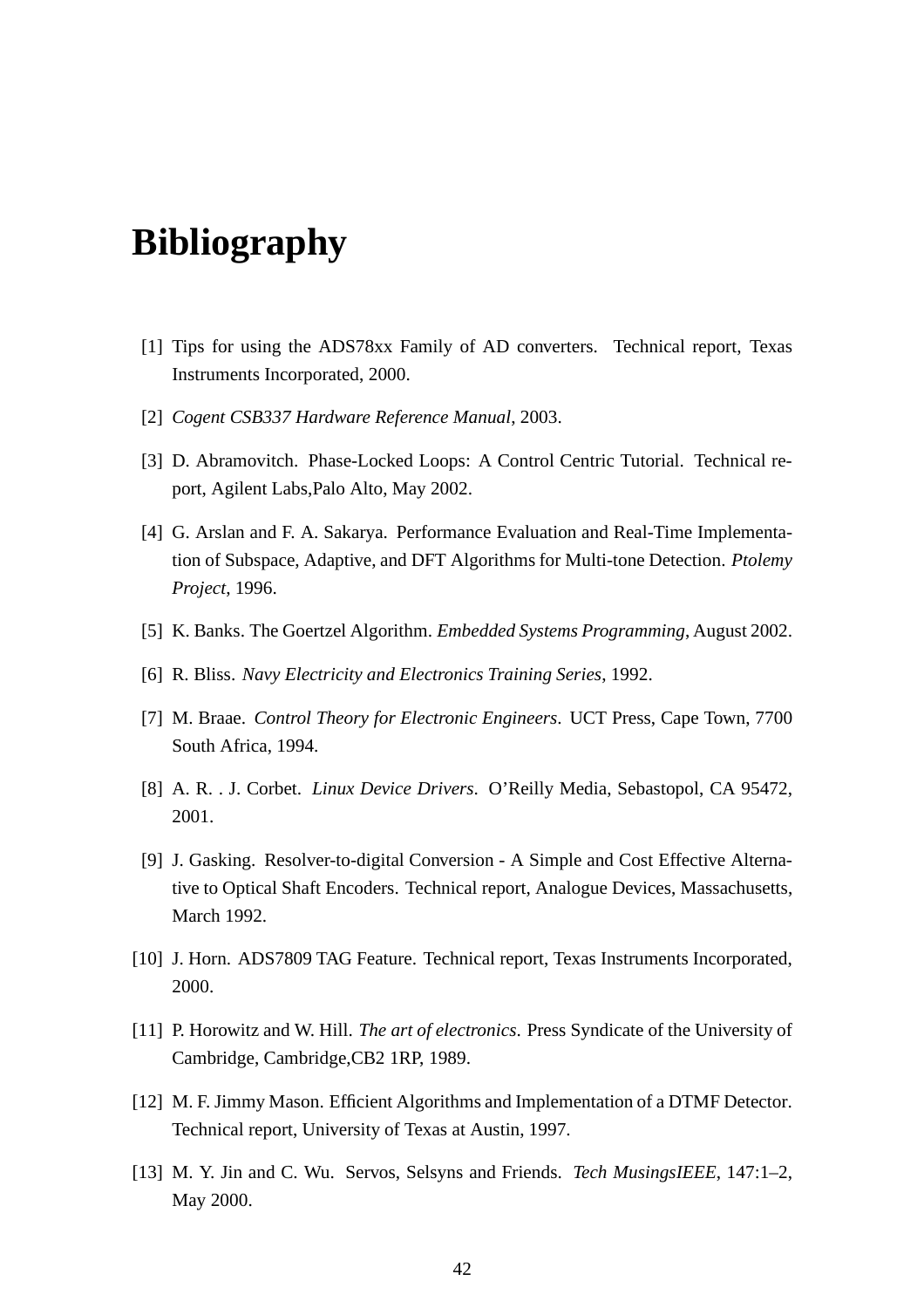# Bibliography

[1] Tips for using the ADS78xx Family of AD converters. Technical report, Texas Instruments Incorporated, 2000.

[2] *Cogent CSB337 Hardware Reference Manual*, 2003.

[3] D. Abramovitch. Phase-Locked Loops: A Control Centric Tutorial. Technical report, Agilent Labs,Palo Alto, May 2002.

[4] G. Arslan and F. A. Sakarya. Performance Evaluation and Real-Time Implementation of Subspace, Adaptive, and DFT Algorithms for Multi-tone Detection. *Ptolemy Project*, 1996.

[5] K. Banks. The Goertzel Algorithm. *Embedded Systems Programming*, August 2002.

[6] R. Bliss. *Navy Electricity and Electronics Training Series*, 1992.

[7] M. Braae. *Control Theory for Electronic Engineers*. UCT Press, Cape Town, 7700 South Africa, 1994.

[8] A. R. . J. Corbet. *Linux Device Drivers*. O'Reilly Media, Sebastopol, CA 95472, 2001.

[9] J. Gasking. Resolver-to-digital Conversion - A Simple and Cost Effective Alternative to Optical Shaft Encoders. Technical report, Analogue Devices, Massachusetts, March 1992.

[10] J. Horn. ADS7809 TAG Feature. Technical report, Texas Instruments Incorporated, 2000.

[11] P. Horowitz and W. Hill. *The art of electronics*. Press Syndicate of the University of Cambridge, Cambridge,CB2 1RP, 1989.

[12] M. F. Jimmy Mason. Efficient Algorithms and Implementation of a DTMF Detector. Technical report, University of Texas at Austin, 1997.

[13] M. Y. Jin and C. Wu. Servos, Selsyns and Friends. *Tech MusingsIEEE*, 147:1–2, May 2000.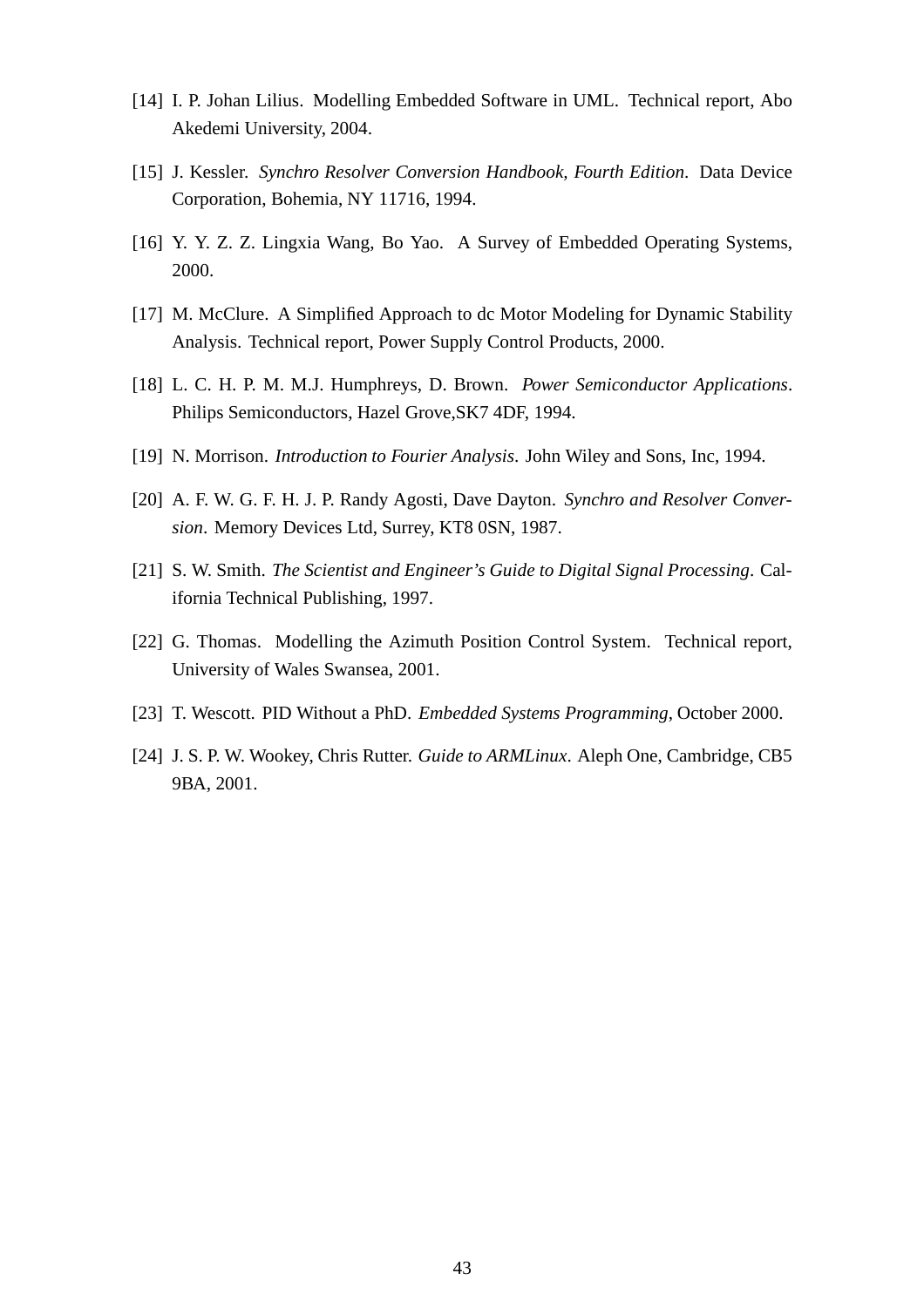[14] I. P. Johan Lilius. Modelling Embedded Software in UML. Technical report, Abo Akedemi University, 2004.

[15] J. Kessler. *Synchro Resolver Conversion Handbook, Fourth Edition*. Data Device Corporation, Bohemia, NY 11716, 1994.

[16] Y. Y. Z. Z. Lingxia Wang, Bo Yao. A Survey of Embedded Operating Systems, 2000.

[17] M. McClure. A Simplified Approach to dc Motor Modeling for Dynamic Stability Analysis. Technical report, Power Supply Control Products, 2000.

[18] L. C. H. P. M. M.J. Humphreys, D. Brown. *Power Semiconductor Applications*. Philips Semiconductors, Hazel Grove,SK7 4DF, 1994.

[19] N. Morrison. *Introduction to Fourier Analysis*. John Wiley and Sons, Inc, 1994.

[20] A. F. W. G. F. H. J. P. Randy Agosti, Dave Dayton. *Synchro and Resolver Conversion*. Memory Devices Ltd, Surrey, KT8 0SN, 1987.

[21] S. W. Smith. *The Scientist and Engineer's Guide to Digital Signal Processing*. California Technical Publishing, 1997.

[22] G. Thomas. Modelling the Azimuth Position Control System. Technical report, University of Wales Swansea, 2001.

[23] T. Wescott. PID Without a PhD. *Embedded Systems Programming*, October 2000.

[24] J. S. P. W. Wookey, Chris Rutter. *Guide to ARMLinux*. Aleph One, Cambridge, CB5 9BA, 2001.